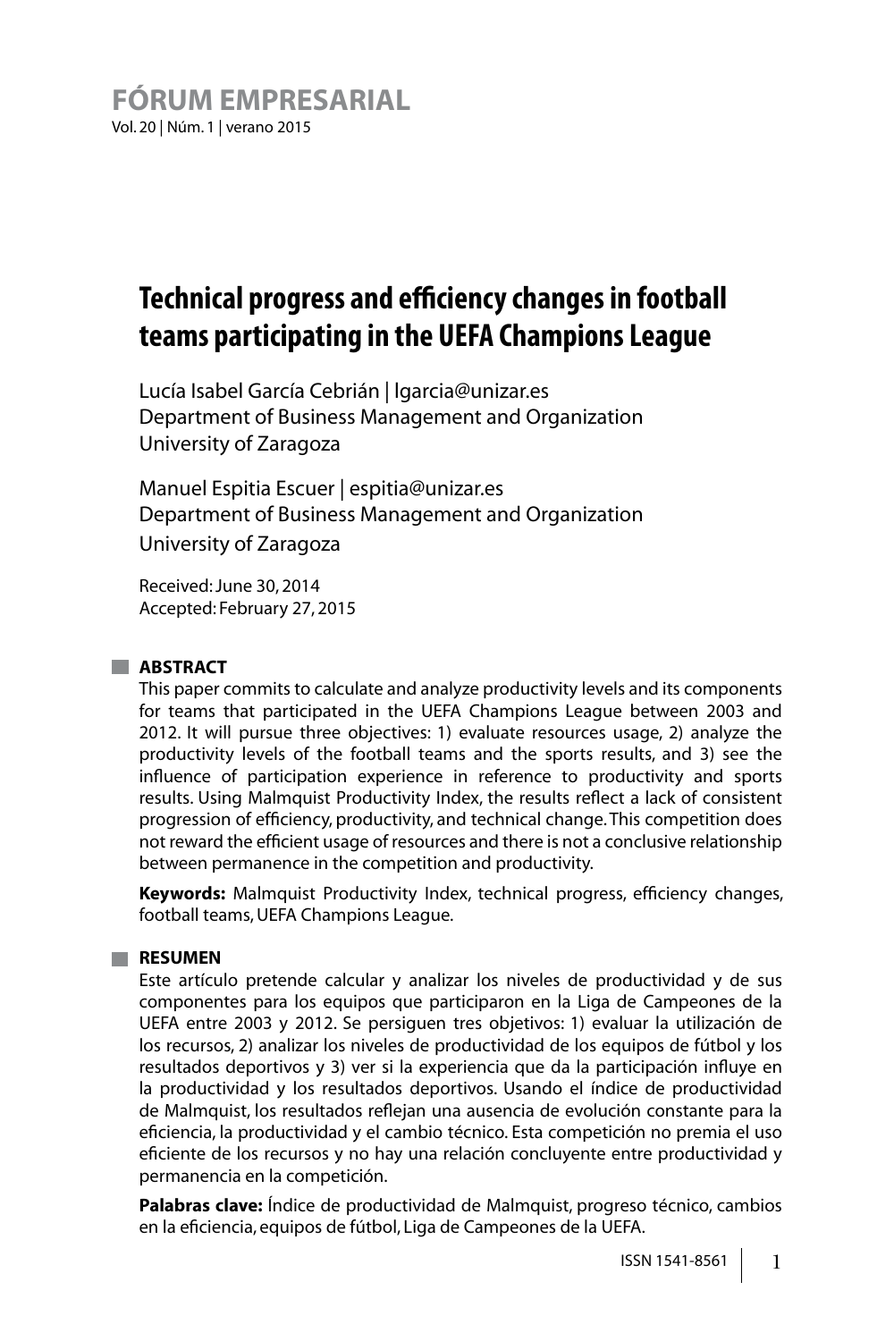# Technical progress and efficiency changes in football teams participating in the UEFA Champions League

Lucía Isabel García Cebrián | lgarcia@unizar.es
Department of Business Management and Organization
University of Zaragoza

Manuel Espitia Escuer | espitia@unizar.es
Department of Business Management and Organization
University of Zaragoza

Received: June 30, 2014
Accepted: February 27, 2015

## ABSTRACT

This paper commits to calculate and analyze productivity levels and its components for teams that participated in the UEFA Champions League between 2003 and 2012. It will pursue three objectives: 1) evaluate resources usage, 2) analyze the productivity levels of the football teams and the sports results, and 3) see the influence of participation experience in reference to productivity and sports results. Using Malmquist Productivity Index, the results reflect a lack of consistent progression of efficiency, productivity, and technical change. This competition does not reward the efficient usage of resources and there is not a conclusive relationship between permanence in the competition and productivity.

**Keywords:** Malmquist Productivity Index, technical progress, efficiency changes, football teams, UEFA Champions League.

## RESUMEN

Este artículo pretende calcular y analizar los niveles de productividad y de sus componentes para los equipos que participaron en la Liga de Campeones de la UEFA entre 2003 y 2012. Se persiguen tres objetivos: 1) evaluar la utilización de los recursos, 2) analizar los niveles de productividad de los equipos de fútbol y los resultados deportivos y 3) ver si la experiencia que da la participación influye en la productividad y los resultados deportivos. Usando el índice de productividad de Malmquist, los resultados reflejan una ausencia de evolución constante para la eficiencia, la productividad y el cambio técnico. Esta competición no premia el uso eficiente de los recursos y no hay una relación concluyente entre productividad y permanencia en la competición.

**Palabras clave:** Índice de productividad de Malmquist, progreso técnico, cambios en la eficiencia, equipos de fútbol, Liga de Campeones de la UEFA.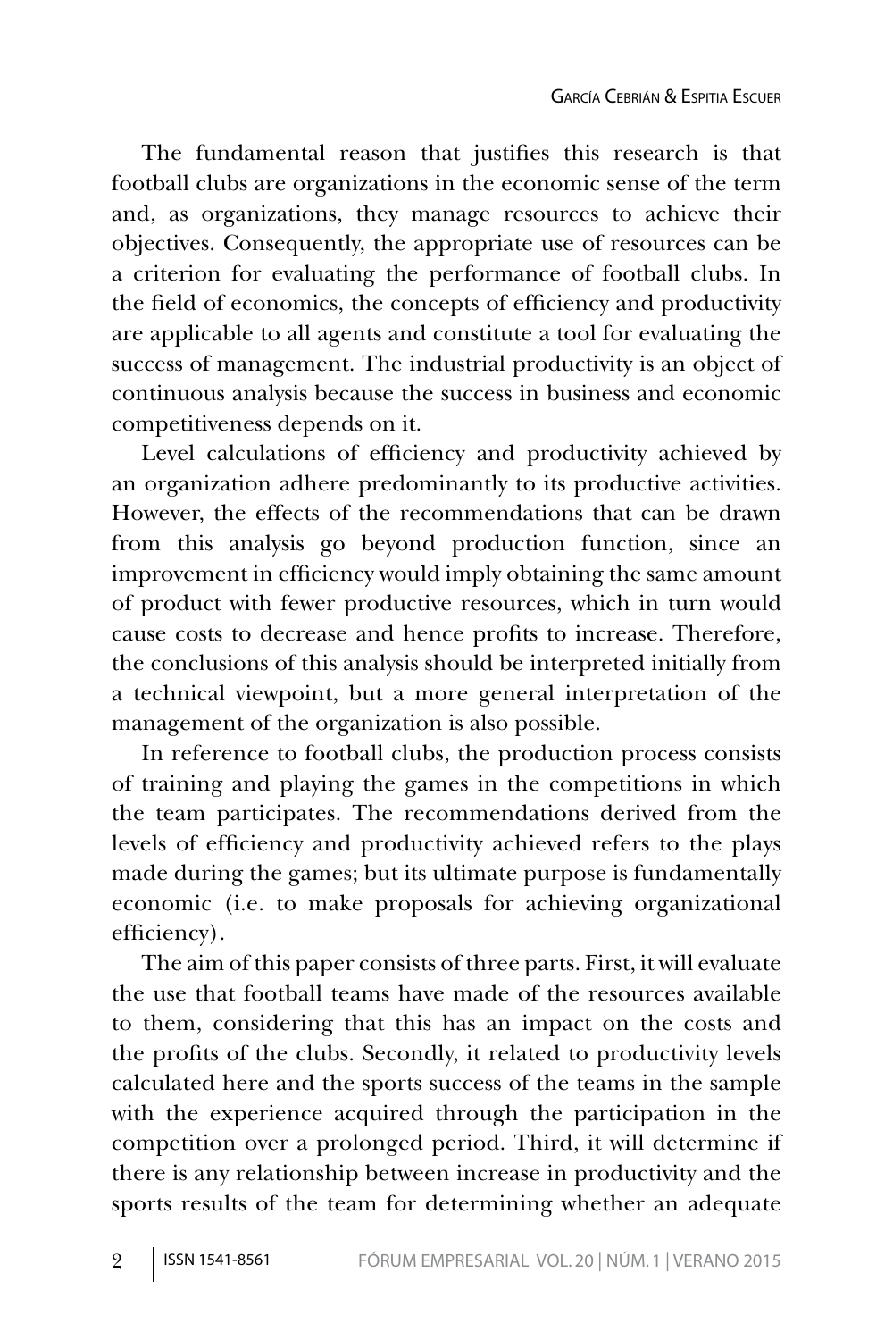The fundamental reason that justifies this research is that football clubs are organizations in the economic sense of the term and, as organizations, they manage resources to achieve their objectives. Consequently, the appropriate use of resources can be a criterion for evaluating the performance of football clubs. In the field of economics, the concepts of efficiency and productivity are applicable to all agents and constitute a tool for evaluating the success of management. The industrial productivity is an object of continuous analysis because the success in business and economic competitiveness depends on it.

Level calculations of efficiency and productivity achieved by an organization adhere predominantly to its productive activities. However, the effects of the recommendations that can be drawn from this analysis go beyond production function, since an improvement in efficiency would imply obtaining the same amount of product with fewer productive resources, which in turn would cause costs to decrease and hence profits to increase. Therefore, the conclusions of this analysis should be interpreted initially from a technical viewpoint, but a more general interpretation of the management of the organization is also possible.

In reference to football clubs, the production process consists of training and playing the games in the competitions in which the team participates. The recommendations derived from the levels of efficiency and productivity achieved refers to the plays made during the games; but its ultimate purpose is fundamentally economic (i.e. to make proposals for achieving organizational efficiency).

The aim of this paper consists of three parts. First, it will evaluate the use that football teams have made of the resources available to them, considering that this has an impact on the costs and the profits of the clubs. Secondly, it related to productivity levels calculated here and the sports success of the teams in the sample with the experience acquired through the participation in the competition over a prolonged period. Third, it will determine if there is any relationship between increase in productivity and the sports results of the team for determining whether an adequate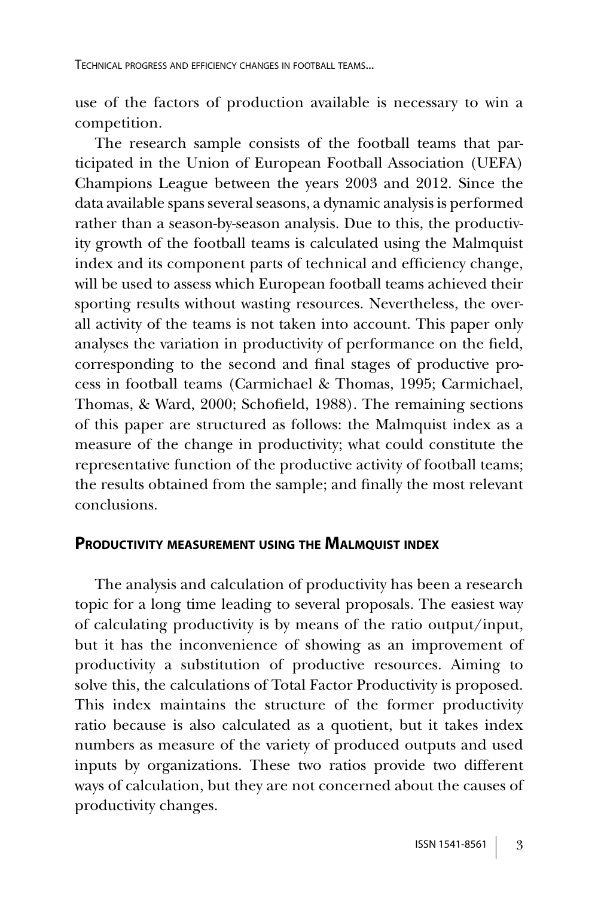use of the factors of production available is necessary to win a competition.

The research sample consists of the football teams that participated in the Union of European Football Association (UEFA) Champions League between the years 2003 and 2012. Since the data available spans several seasons, a dynamic analysis is performed rather than a season-by-season analysis. Due to this, the productivity growth of the football teams is calculated using the Malmquist index and its component parts of technical and efficiency change, will be used to assess which European football teams achieved their sporting results without wasting resources. Nevertheless, the overall activity of the teams is not taken into account. This paper only analyses the variation in productivity of performance on the field, corresponding to the second and final stages of productive process in football teams (Carmichael & Thomas, 1995; Carmichael, Thomas, & Ward, 2000; Schofield, 1988). The remaining sections of this paper are structured as follows: the Malmquist index as a measure of the change in productivity; what could constitute the representative function of the productive activity of football teams; the results obtained from the sample; and finally the most relevant conclusions.

## Productivity measurement using the Malmquist index

The analysis and calculation of productivity has been a research topic for a long time leading to several proposals. The easiest way of calculating productivity is by means of the ratio output/input, but it has the inconvenience of showing as an improvement of productivity a substitution of productive resources. Aiming to solve this, the calculations of Total Factor Productivity is proposed. This index maintains the structure of the former productivity ratio because is also calculated as a quotient, but it takes index numbers as measure of the variety of produced outputs and used inputs by organizations. These two ratios provide two different ways of calculation, but they are not concerned about the causes of productivity changes.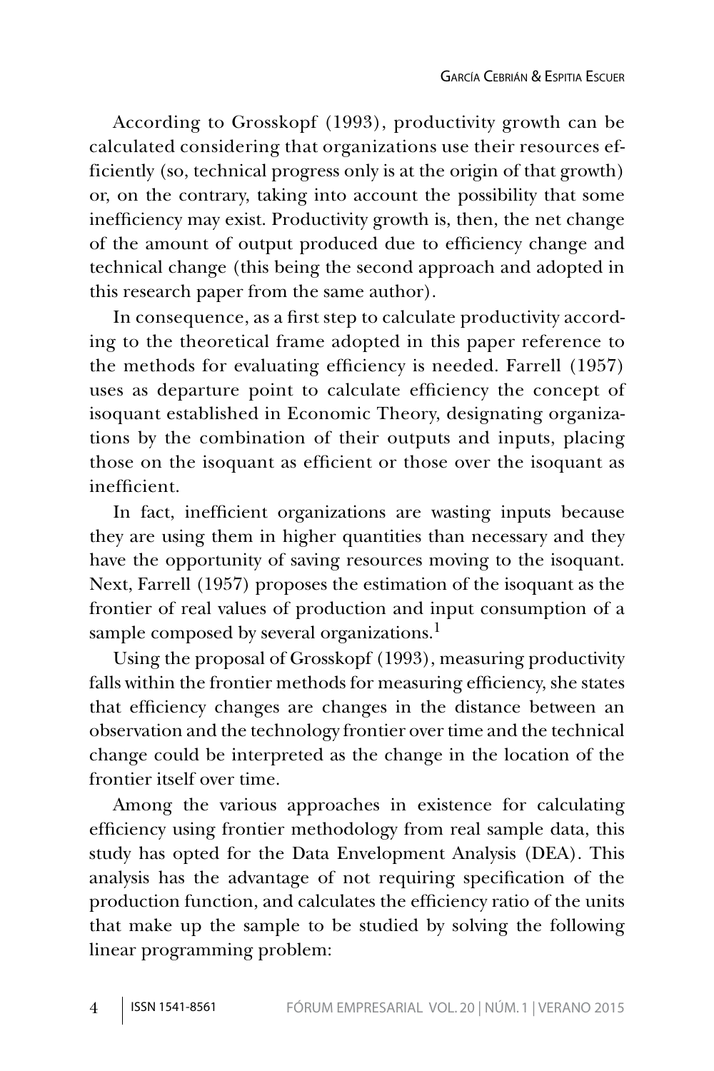According to Grosskopf (1993), productivity growth can be calculated considering that organizations use their resources efficiently (so, technical progress only is at the origin of that growth) or, on the contrary, taking into account the possibility that some inefficiency may exist. Productivity growth is, then, the net change of the amount of output produced due to efficiency change and technical change (this being the second approach and adopted in this research paper from the same author).

In consequence, as a first step to calculate productivity according to the theoretical frame adopted in this paper reference to the methods for evaluating efficiency is needed. Farrell (1957) uses as departure point to calculate efficiency the concept of isoquant established in Economic Theory, designating organizations by the combination of their outputs and inputs, placing those on the isoquant as efficient or those over the isoquant as inefficient.

In fact, inefficient organizations are wasting inputs because they are using them in higher quantities than necessary and they have the opportunity of saving resources moving to the isoquant. Next, Farrell (1957) proposes the estimation of the isoquant as the frontier of real values of production and input consumption of a sample composed by several organizations.[1]

Using the proposal of Grosskopf (1993), measuring productivity falls within the frontier methods for measuring efficiency, she states that efficiency changes are changes in the distance between an observation and the technology frontier over time and the technical change could be interpreted as the change in the location of the frontier itself over time.

Among the various approaches in existence for calculating efficiency using frontier methodology from real sample data, this study has opted for the Data Envelopment Analysis (DEA). This analysis has the advantage of not requiring specification of the production function, and calculates the efficiency ratio of the units that make up the sample to be studied by solving the following linear programming problem: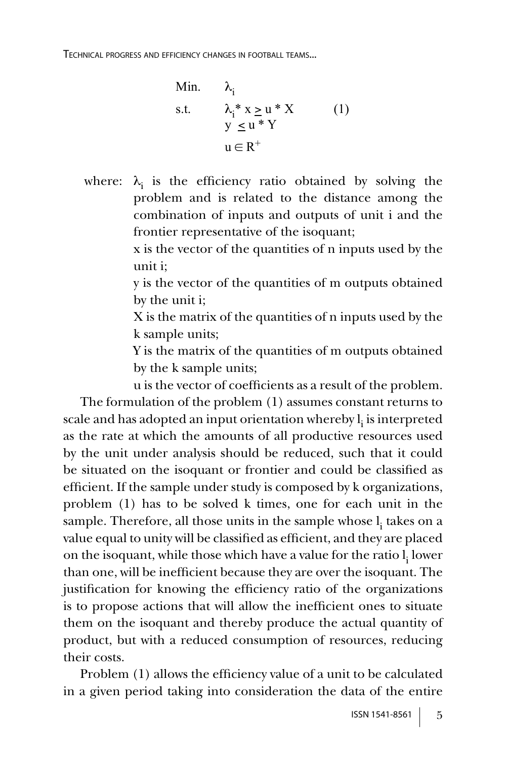$$
\begin{aligned}
\text{Min.} \quad & \lambda_i \\
\text{s.t.} \quad & \lambda_i * x \geq u * X \\
& y \leq u * Y \\
& u \in R^+
\end{aligned}
\qquad (1)
$$

where: $\lambda_i$ is the efficiency ratio obtained by solving the problem and is related to the distance among the combination of inputs and outputs of unit i and the frontier representative of the isoquant;

x is the vector of the quantities of n inputs used by the unit i;

y is the vector of the quantities of m outputs obtained by the unit i;

X is the matrix of the quantities of n inputs used by the k sample units;

Y is the matrix of the quantities of m outputs obtained by the k sample units;

u is the vector of coefficients as a result of the problem.

The formulation of the problem (1) assumes constant returns to scale and has adopted an input orientation whereby $l_i$ is interpreted as the rate at which the amounts of all productive resources used by the unit under analysis should be reduced, such that it could be situated on the isoquant or frontier and could be classified as efficient. If the sample under study is composed by k organizations, problem (1) has to be solved k times, one for each unit in the sample. Therefore, all those units in the sample whose $l_i$ takes on a value equal to unity will be classified as efficient, and they are placed on the isoquant, while those which have a value for the ratio $l_i$ lower than one, will be inefficient because they are over the isoquant. The justification for knowing the efficiency ratio of the organizations is to propose actions that will allow the inefficient ones to situate them on the isoquant and thereby produce the actual quantity of product, but with a reduced consumption of resources, reducing their costs.

Problem (1) allows the efficiency value of a unit to be calculated in a given period taking into consideration the data of the entire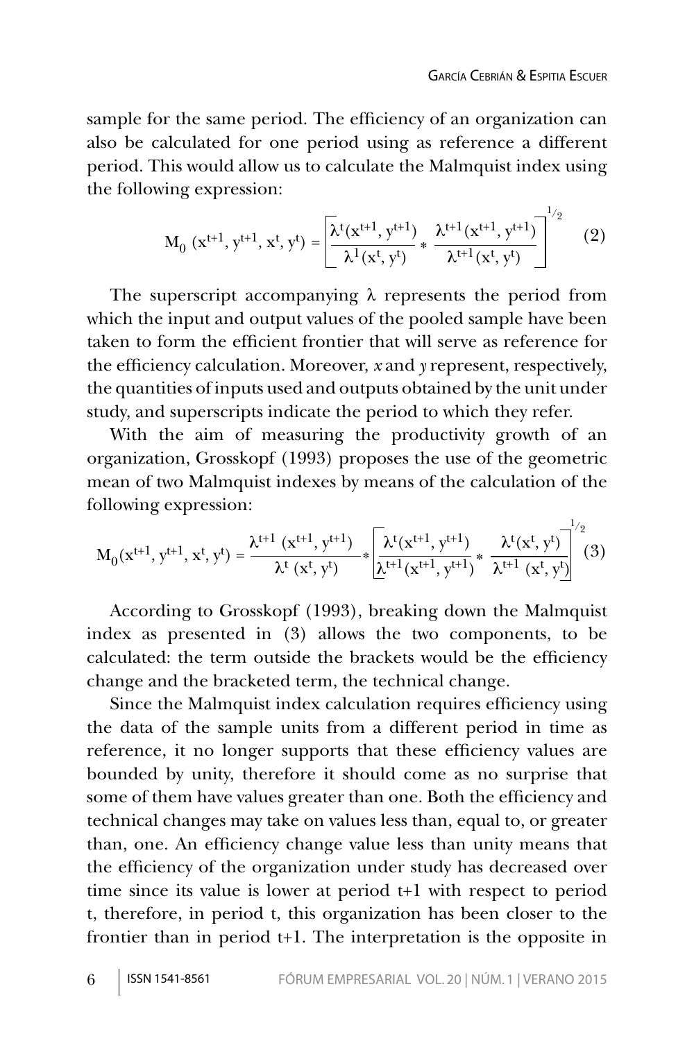sample for the same period. The efficiency of an organization can also be calculated for one period using as reference a different period. This would allow us to calculate the Malmquist index using the following expression:

$$M_0\ (x^{t+1}, y^{t+1}, x^t, y^t) = \left[ \frac{\lambda^t(x^{t+1}, y^{t+1})}{\lambda^1(x^t, y^t)} * \frac{\lambda^{t+1}(x^{t+1}, y^{t+1})}{\lambda^{t+1}(x^t, y^t)} \right]^{1/2} \quad (2)$$

The superscript accompanying λ represents the period from which the input and output values of the pooled sample have been taken to form the efficient frontier that will serve as reference for the efficiency calculation. Moreover, *x* and *y* represent, respectively, the quantities of inputs used and outputs obtained by the unit under study, and superscripts indicate the period to which they refer.

With the aim of measuring the productivity growth of an organization, Grosskopf (1993) proposes the use of the geometric mean of two Malmquist indexes by means of the calculation of the following expression:

$$M_0(x^{t+1}, y^{t+1}, x^t, y^t) = \frac{\lambda^{t+1}\ (x^{t+1}, y^{t+1})}{\lambda^t\ (x^t, y^t)} * \left[ \frac{\lambda^t(x^{t+1}, y^{t+1})}{\lambda^{t+1}(x^{t+1}, y^{t+1})} * \frac{\lambda^t(x^t, y^t)}{\lambda^{t+1}\ (x^t, y^t)} \right]^{1/2} (3)$$

According to Grosskopf (1993), breaking down the Malmquist index as presented in (3) allows the two components, to be calculated: the term outside the brackets would be the efficiency change and the bracketed term, the technical change.

Since the Malmquist index calculation requires efficiency using the data of the sample units from a different period in time as reference, it no longer supports that these efficiency values are bounded by unity, therefore it should come as no surprise that some of them have values greater than one. Both the efficiency and technical changes may take on values less than, equal to, or greater than, one. An efficiency change value less than unity means that the efficiency of the organization under study has decreased over time since its value is lower at period t+1 with respect to period t, therefore, in period t, this organization has been closer to the frontier than in period t+1. The interpretation is the opposite in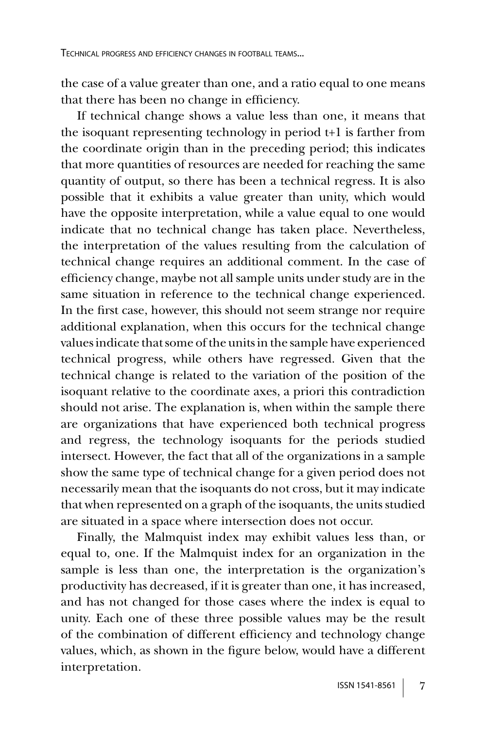the case of a value greater than one, and a ratio equal to one means that there has been no change in efficiency.

If technical change shows a value less than one, it means that the isoquant representing technology in period t+1 is farther from the coordinate origin than in the preceding period; this indicates that more quantities of resources are needed for reaching the same quantity of output, so there has been a technical regress. It is also possible that it exhibits a value greater than unity, which would have the opposite interpretation, while a value equal to one would indicate that no technical change has taken place. Nevertheless, the interpretation of the values resulting from the calculation of technical change requires an additional comment. In the case of efficiency change, maybe not all sample units under study are in the same situation in reference to the technical change experienced. In the first case, however, this should not seem strange nor require additional explanation, when this occurs for the technical change values indicate that some of the units in the sample have experienced technical progress, while others have regressed. Given that the technical change is related to the variation of the position of the isoquant relative to the coordinate axes, a priori this contradiction should not arise. The explanation is, when within the sample there are organizations that have experienced both technical progress and regress, the technology isoquants for the periods studied intersect. However, the fact that all of the organizations in a sample show the same type of technical change for a given period does not necessarily mean that the isoquants do not cross, but it may indicate that when represented on a graph of the isoquants, the units studied are situated in a space where intersection does not occur.

Finally, the Malmquist index may exhibit values less than, or equal to, one. If the Malmquist index for an organization in the sample is less than one, the interpretation is the organization's productivity has decreased, if it is greater than one, it has increased, and has not changed for those cases where the index is equal to unity. Each one of these three possible values may be the result of the combination of different efficiency and technology change values, which, as shown in the figure below, would have a different interpretation.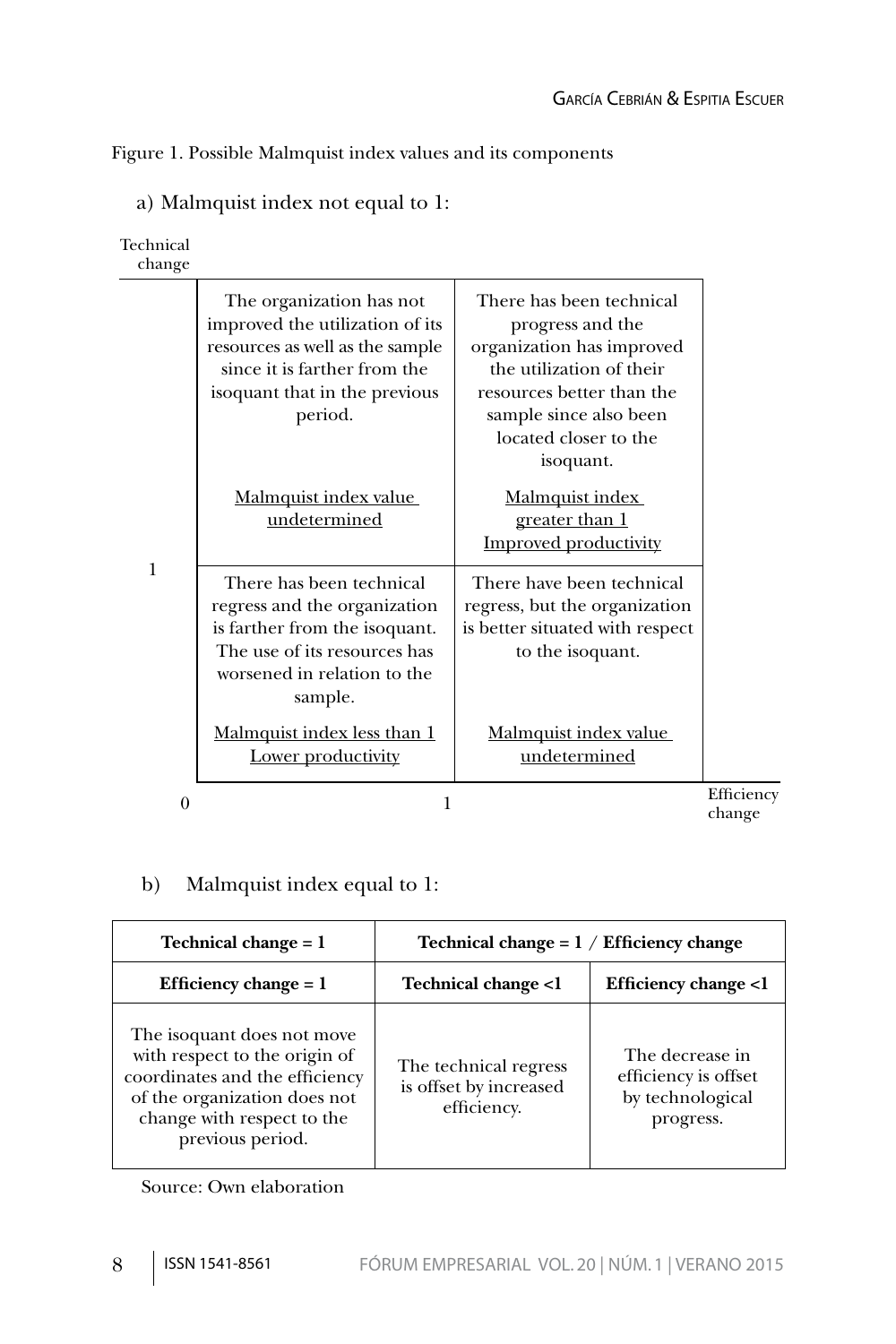Figure 1. Possible Malmquist index values and its components

a) Malmquist index not equal to 1:

| Technical change | Efficiency change < 1 | Efficiency change > 1 |
|---|---|---|
| > 1 | The organization has not improved the utilization of its resources as well as the sample since it is farther from the isoquant that in the previous period.<br><br><u>Malmquist index value undetermined</u> | There has been technical progress and the organization has improved the utilization of their resources better than the sample since also been located closer to the isoquant.<br><br><u>Malmquist index greater than 1</u><br><u>Improved productivity</u> |
| < 1 | There has been technical regress and the organization is farther from the isoquant. The use of its resources has worsened in relation to the sample.<br><br><u>Malmquist index less than 1</u><br><u>Lower productivity</u> | There have been technical regress, but the organization is better situated with respect to the isoquant.<br><br><u>Malmquist index value undetermined</u> |

b) Malmquist index equal to 1:

| **Technical change = 1** | **Technical change = 1 / Efficiency change** | |
|---|---|---|
| **Efficiency change = 1** | **Technical change <1** | **Efficiency change <1** |
| The isoquant does not move with respect to the origin of coordinates and the efficiency of the organization does not change with respect to the previous period. | The technical regress is offset by increased efficiency. | The decrease in efficiency is offset by technological progress. |

Source: Own elaboration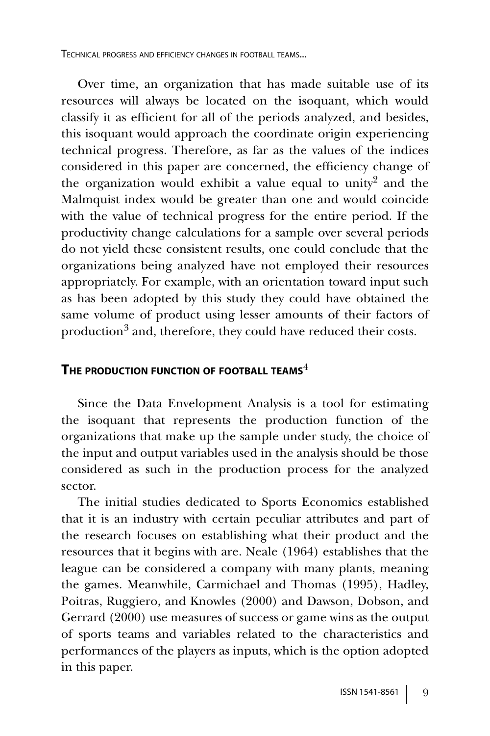Over time, an organization that has made suitable use of its resources will always be located on the isoquant, which would classify it as efficient for all of the periods analyzed, and besides, this isoquant would approach the coordinate origin experiencing technical progress. Therefore, as far as the values of the indices considered in this paper are concerned, the efficiency change of the organization would exhibit a value equal to unity[2] and the Malmquist index would be greater than one and would coincide with the value of technical progress for the entire period. If the productivity change calculations for a sample over several periods do not yield these consistent results, one could conclude that the organizations being analyzed have not employed their resources appropriately. For example, with an orientation toward input such as has been adopted by this study they could have obtained the same volume of product using lesser amounts of their factors of production[3] and, therefore, they could have reduced their costs.

## The production function of football teams[4]

Since the Data Envelopment Analysis is a tool for estimating the isoquant that represents the production function of the organizations that make up the sample under study, the choice of the input and output variables used in the analysis should be those considered as such in the production process for the analyzed sector.

The initial studies dedicated to Sports Economics established that it is an industry with certain peculiar attributes and part of the research focuses on establishing what their product and the resources that it begins with are. Neale (1964) establishes that the league can be considered a company with many plants, meaning the games. Meanwhile, Carmichael and Thomas (1995), Hadley, Poitras, Ruggiero, and Knowles (2000) and Dawson, Dobson, and Gerrard (2000) use measures of success or game wins as the output of sports teams and variables related to the characteristics and performances of the players as inputs, which is the option adopted in this paper.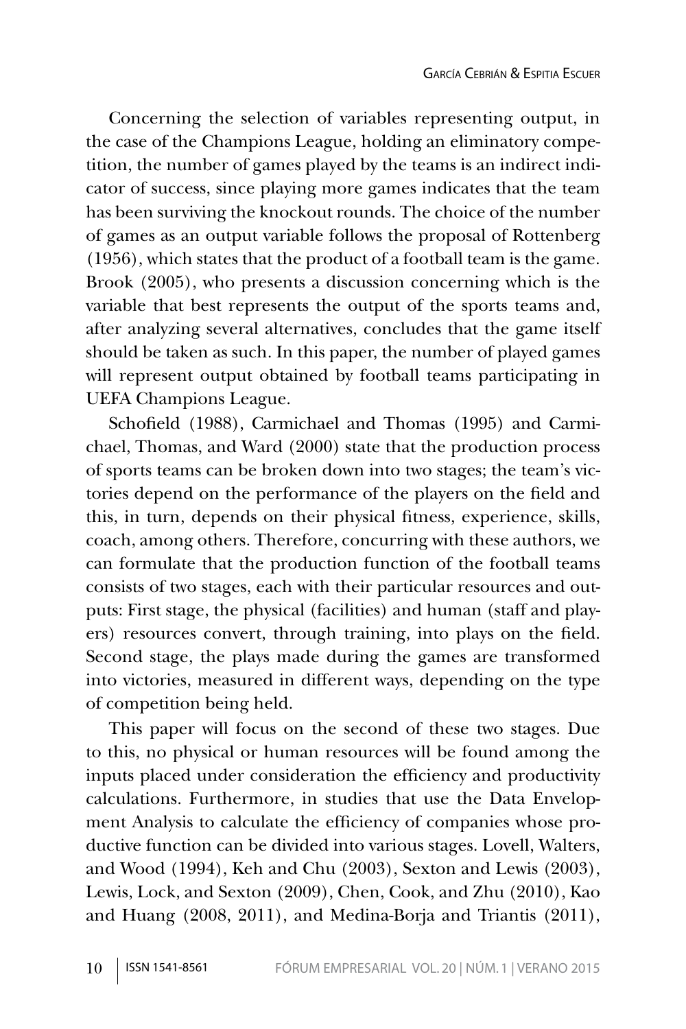Concerning the selection of variables representing output, in the case of the Champions League, holding an eliminatory competition, the number of games played by the teams is an indirect indicator of success, since playing more games indicates that the team has been surviving the knockout rounds. The choice of the number of games as an output variable follows the proposal of Rottenberg (1956), which states that the product of a football team is the game. Brook (2005), who presents a discussion concerning which is the variable that best represents the output of the sports teams and, after analyzing several alternatives, concludes that the game itself should be taken as such. In this paper, the number of played games will represent output obtained by football teams participating in UEFA Champions League.

Schofield (1988), Carmichael and Thomas (1995) and Carmichael, Thomas, and Ward (2000) state that the production process of sports teams can be broken down into two stages; the team's victories depend on the performance of the players on the field and this, in turn, depends on their physical fitness, experience, skills, coach, among others. Therefore, concurring with these authors, we can formulate that the production function of the football teams consists of two stages, each with their particular resources and outputs: First stage, the physical (facilities) and human (staff and players) resources convert, through training, into plays on the field. Second stage, the plays made during the games are transformed into victories, measured in different ways, depending on the type of competition being held.

This paper will focus on the second of these two stages. Due to this, no physical or human resources will be found among the inputs placed under consideration the efficiency and productivity calculations. Furthermore, in studies that use the Data Envelopment Analysis to calculate the efficiency of companies whose productive function can be divided into various stages. Lovell, Walters, and Wood (1994), Keh and Chu (2003), Sexton and Lewis (2003), Lewis, Lock, and Sexton (2009), Chen, Cook, and Zhu (2010), Kao and Huang (2008, 2011), and Medina-Borja and Triantis (2011),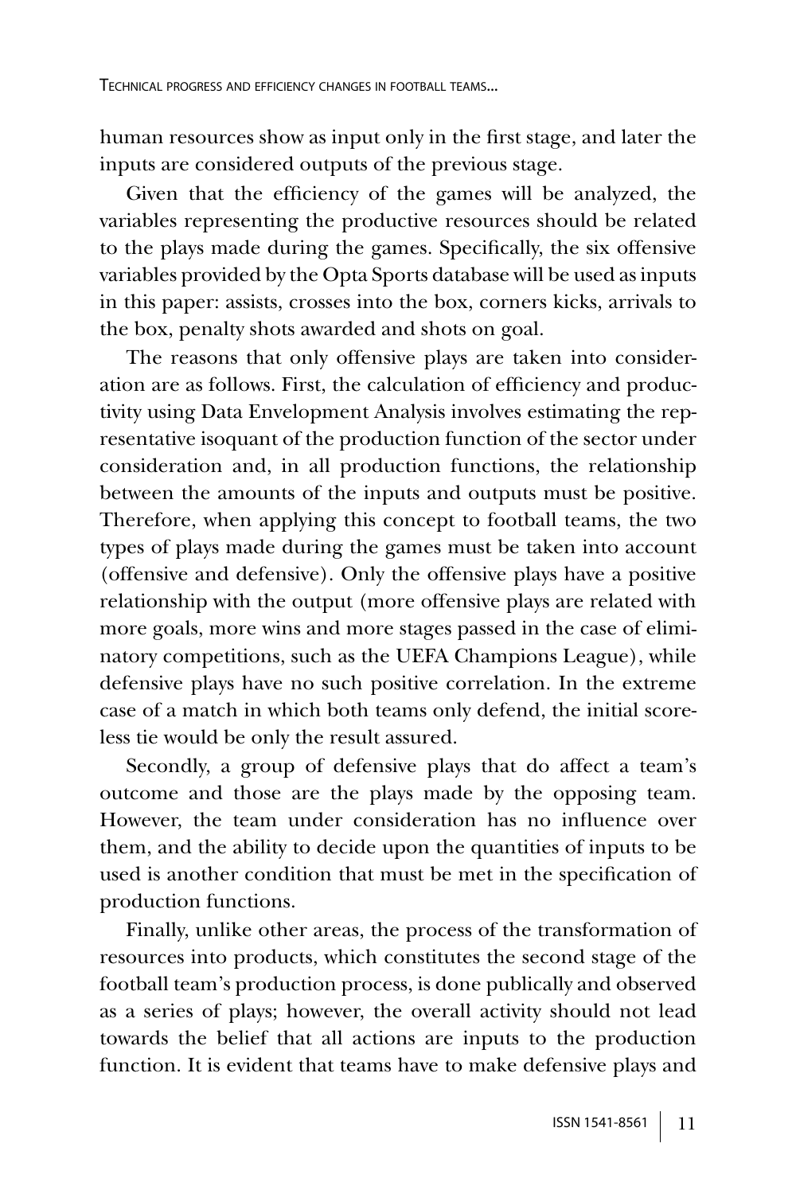human resources show as input only in the first stage, and later the inputs are considered outputs of the previous stage.

Given that the efficiency of the games will be analyzed, the variables representing the productive resources should be related to the plays made during the games. Specifically, the six offensive variables provided by the Opta Sports database will be used as inputs in this paper: assists, crosses into the box, corners kicks, arrivals to the box, penalty shots awarded and shots on goal.

The reasons that only offensive plays are taken into consideration are as follows. First, the calculation of efficiency and productivity using Data Envelopment Analysis involves estimating the representative isoquant of the production function of the sector under consideration and, in all production functions, the relationship between the amounts of the inputs and outputs must be positive. Therefore, when applying this concept to football teams, the two types of plays made during the games must be taken into account (offensive and defensive). Only the offensive plays have a positive relationship with the output (more offensive plays are related with more goals, more wins and more stages passed in the case of eliminatory competitions, such as the UEFA Champions League), while defensive plays have no such positive correlation. In the extreme case of a match in which both teams only defend, the initial scoreless tie would be only the result assured.

Secondly, a group of defensive plays that do affect a team's outcome and those are the plays made by the opposing team. However, the team under consideration has no influence over them, and the ability to decide upon the quantities of inputs to be used is another condition that must be met in the specification of production functions.

Finally, unlike other areas, the process of the transformation of resources into products, which constitutes the second stage of the football team's production process, is done publically and observed as a series of plays; however, the overall activity should not lead towards the belief that all actions are inputs to the production function. It is evident that teams have to make defensive plays and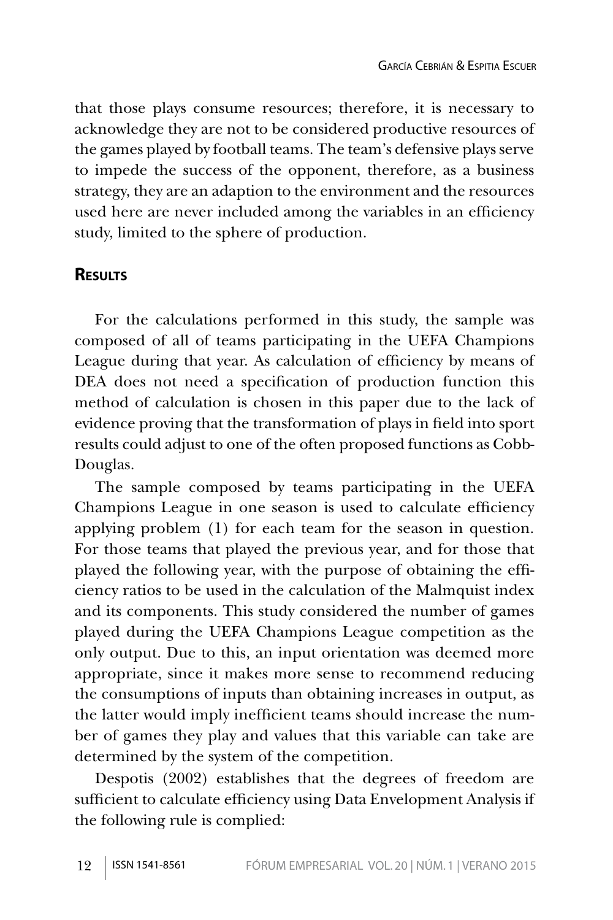that those plays consume resources; therefore, it is necessary to acknowledge they are not to be considered productive resources of the games played by football teams. The team's defensive plays serve to impede the success of the opponent, therefore, as a business strategy, they are an adaption to the environment and the resources used here are never included among the variables in an efficiency study, limited to the sphere of production.

## Results

For the calculations performed in this study, the sample was composed of all of teams participating in the UEFA Champions League during that year. As calculation of efficiency by means of DEA does not need a specification of production function this method of calculation is chosen in this paper due to the lack of evidence proving that the transformation of plays in field into sport results could adjust to one of the often proposed functions as Cobb-Douglas.

The sample composed by teams participating in the UEFA Champions League in one season is used to calculate efficiency applying problem (1) for each team for the season in question. For those teams that played the previous year, and for those that played the following year, with the purpose of obtaining the efficiency ratios to be used in the calculation of the Malmquist index and its components. This study considered the number of games played during the UEFA Champions League competition as the only output. Due to this, an input orientation was deemed more appropriate, since it makes more sense to recommend reducing the consumptions of inputs than obtaining increases in output, as the latter would imply inefficient teams should increase the number of games they play and values that this variable can take are determined by the system of the competition.

Despotis (2002) establishes that the degrees of freedom are sufficient to calculate efficiency using Data Envelopment Analysis if the following rule is complied: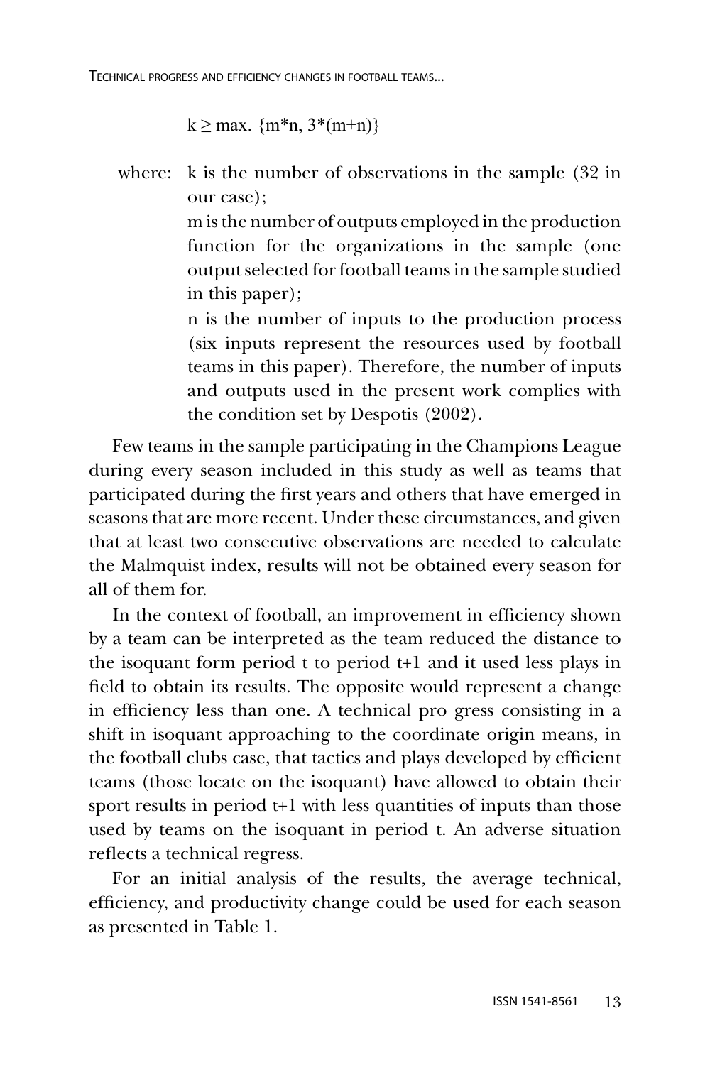$$k \geq \max.\ \{m*n,\ 3*(m+n)\}$$

where: k is the number of observations in the sample (32 in our case);

m is the number of outputs employed in the production function for the organizations in the sample (one output selected for football teams in the sample studied in this paper);

n is the number of inputs to the production process (six inputs represent the resources used by football teams in this paper). Therefore, the number of inputs and outputs used in the present work complies with the condition set by Despotis (2002).

Few teams in the sample participating in the Champions League during every season included in this study as well as teams that participated during the first years and others that have emerged in seasons that are more recent. Under these circumstances, and given that at least two consecutive observations are needed to calculate the Malmquist index, results will not be obtained every season for all of them for.

In the context of football, an improvement in efficiency shown by a team can be interpreted as the team reduced the distance to the isoquant form period t to period t+1 and it used less plays in field to obtain its results. The opposite would represent a change in efficiency less than one. A technical pro gress consisting in a shift in isoquant approaching to the coordinate origin means, in the football clubs case, that tactics and plays developed by efficient teams (those locate on the isoquant) have allowed to obtain their sport results in period t+1 with less quantities of inputs than those used by teams on the isoquant in period t. An adverse situation reflects a technical regress.

For an initial analysis of the results, the average technical, efficiency, and productivity change could be used for each season as presented in Table 1.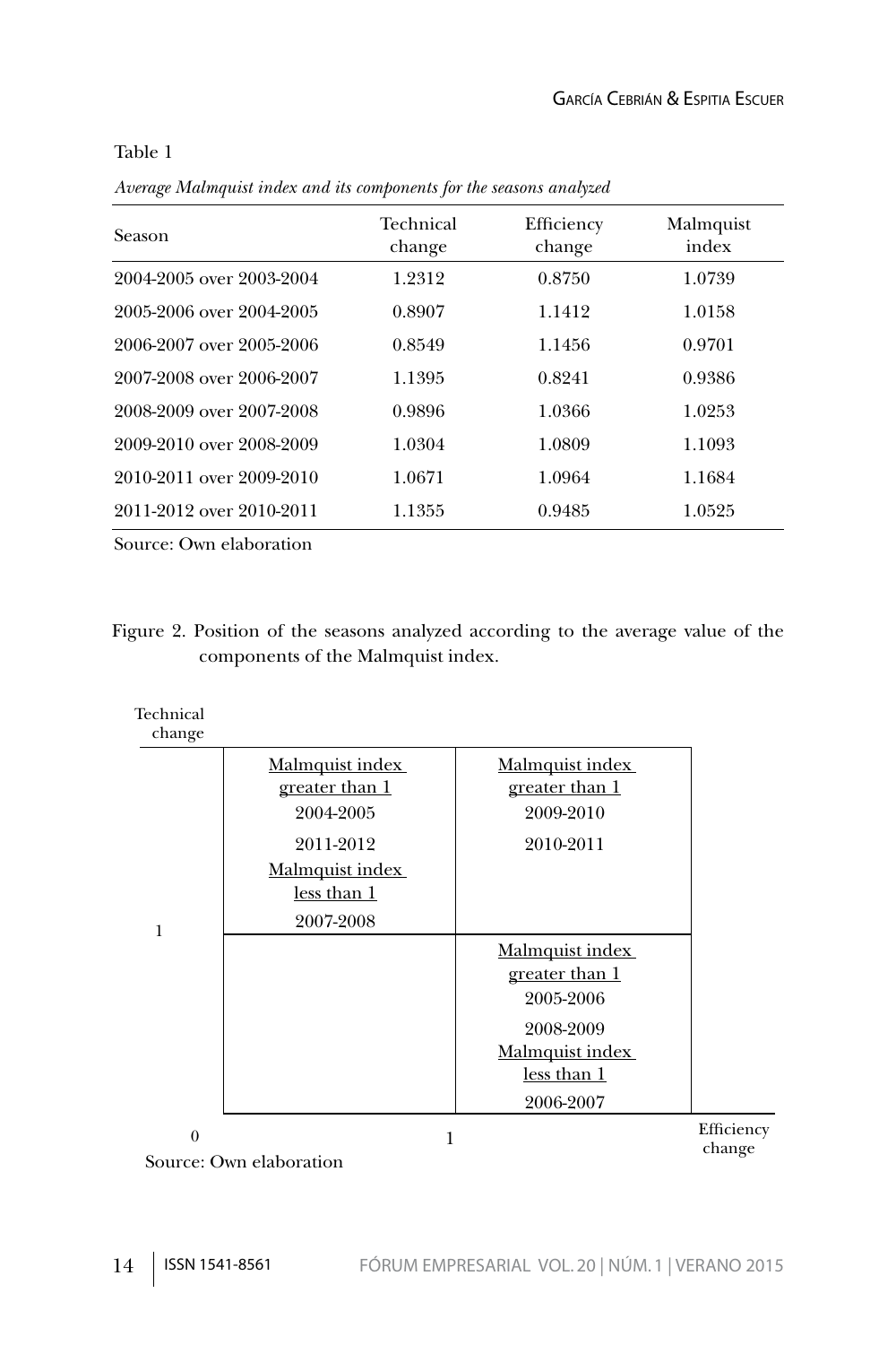Table 1

*Average Malmquist index and its components for the seasons analyzed*

| Season | Technical change | Efficiency change | Malmquist index |
|---|---|---|---|
| 2004-2005 over 2003-2004 | 1.2312 | 0.8750 | 1.0739 |
| 2005-2006 over 2004-2005 | 0.8907 | 1.1412 | 1.0158 |
| 2006-2007 over 2005-2006 | 0.8549 | 1.1456 | 0.9701 |
| 2007-2008 over 2006-2007 | 1.1395 | 0.8241 | 0.9386 |
| 2008-2009 over 2007-2008 | 0.9896 | 1.0366 | 1.0253 |
| 2009-2010 over 2008-2009 | 1.0304 | 1.0809 | 1.1093 |
| 2010-2011 over 2009-2010 | 1.0671 | 1.0964 | 1.1684 |
| 2011-2012 over 2010-2011 | 1.1355 | 0.9485 | 1.0525 |

Source: Own elaboration

Figure 2. Position of the seasons analyzed according to the average value of the components of the Malmquist index.

| Technical change | Efficiency change < 1 | Efficiency change > 1 |
|---|---|---|
| > 1 | Malmquist index greater than 1: 2004-2005, 2011-2012; Malmquist index less than 1: 2007-2008 | Malmquist index greater than 1: 2009-2010, 2010-2011 |
| < 1 | | Malmquist index greater than 1: 2005-2006, 2008-2009; Malmquist index less than 1: 2006-2007 |

Source: Own elaboration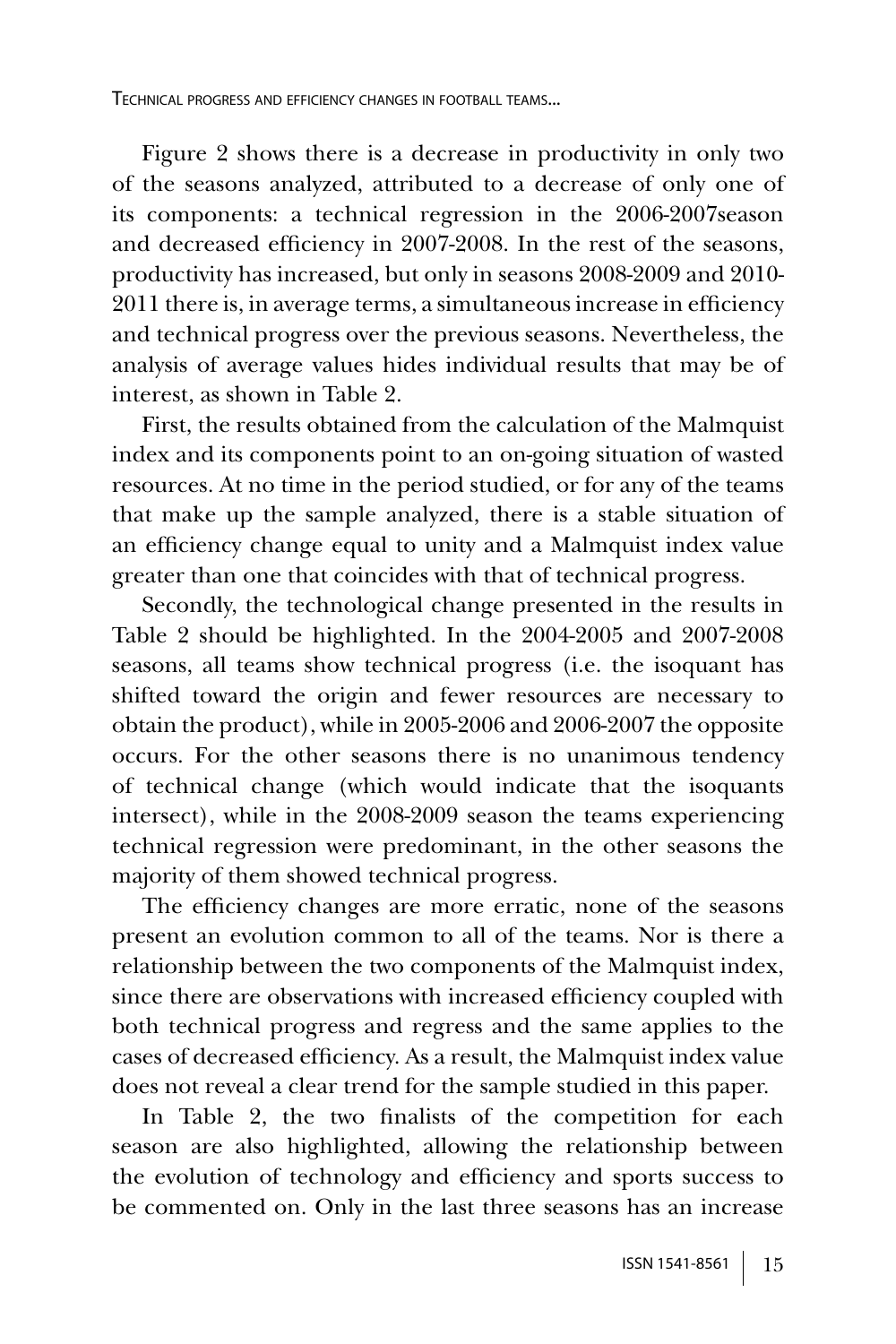Figure 2 shows there is a decrease in productivity in only two of the seasons analyzed, attributed to a decrease of only one of its components: a technical regression in the 2006-2007season and decreased efficiency in 2007-2008. In the rest of the seasons, productivity has increased, but only in seasons 2008-2009 and 2010-2011 there is, in average terms, a simultaneous increase in efficiency and technical progress over the previous seasons. Nevertheless, the analysis of average values hides individual results that may be of interest, as shown in Table 2.

First, the results obtained from the calculation of the Malmquist index and its components point to an on-going situation of wasted resources. At no time in the period studied, or for any of the teams that make up the sample analyzed, there is a stable situation of an efficiency change equal to unity and a Malmquist index value greater than one that coincides with that of technical progress.

Secondly, the technological change presented in the results in Table 2 should be highlighted. In the 2004-2005 and 2007-2008 seasons, all teams show technical progress (i.e. the isoquant has shifted toward the origin and fewer resources are necessary to obtain the product), while in 2005-2006 and 2006-2007 the opposite occurs. For the other seasons there is no unanimous tendency of technical change (which would indicate that the isoquants intersect), while in the 2008-2009 season the teams experiencing technical regression were predominant, in the other seasons the majority of them showed technical progress.

The efficiency changes are more erratic, none of the seasons present an evolution common to all of the teams. Nor is there a relationship between the two components of the Malmquist index, since there are observations with increased efficiency coupled with both technical progress and regress and the same applies to the cases of decreased efficiency. As a result, the Malmquist index value does not reveal a clear trend for the sample studied in this paper.

In Table 2, the two finalists of the competition for each season are also highlighted, allowing the relationship between the evolution of technology and efficiency and sports success to be commented on. Only in the last three seasons has an increase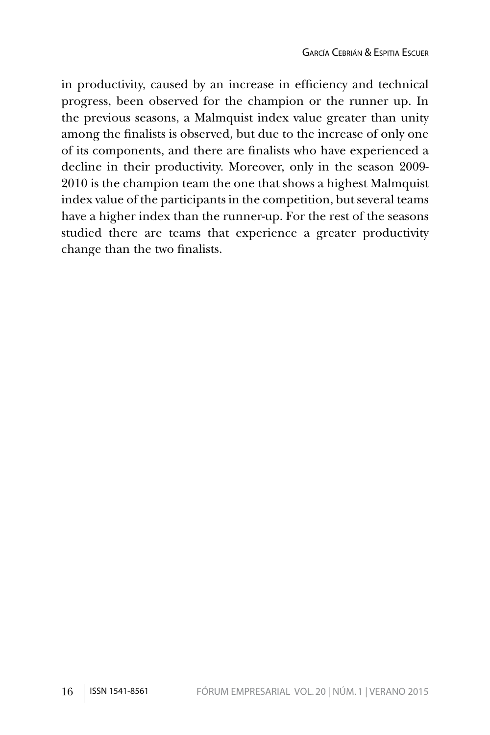in productivity, caused by an increase in efficiency and technical progress, been observed for the champion or the runner up. In the previous seasons, a Malmquist index value greater than unity among the finalists is observed, but due to the increase of only one of its components, and there are finalists who have experienced a decline in their productivity. Moreover, only in the season 2009-2010 is the champion team the one that shows a highest Malmquist index value of the participants in the competition, but several teams have a higher index than the runner-up. For the rest of the seasons studied there are teams that experience a greater productivity change than the two finalists.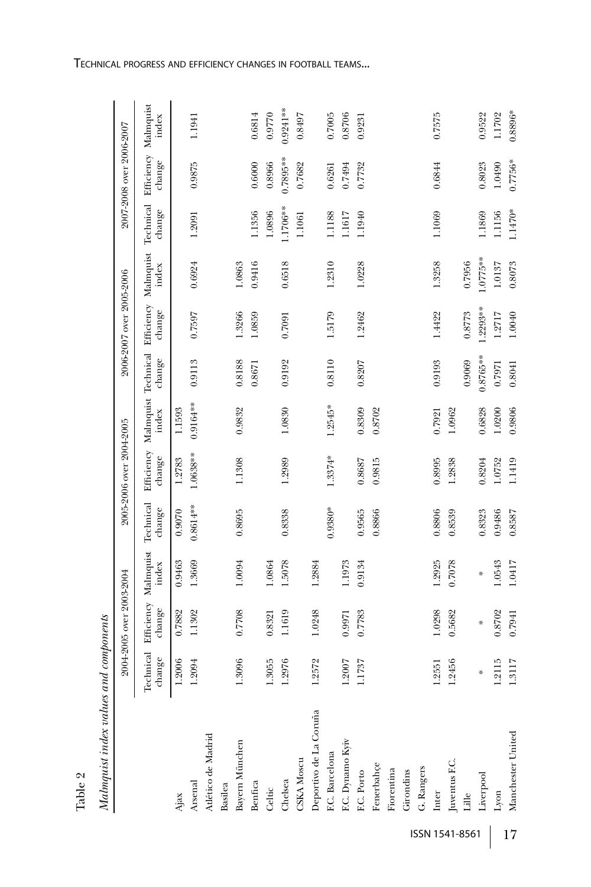Table 2

*Malmquist index values and components*

| | 2004-2005 over 2003-2004 | | | 2005-2006 over 2004-2005 | | | 2006-2007 over 2005-2006 | | | 2007-2008 over 2006-2007 | | |
|---|---|---|---|---|---|---|---|---|---|---|---|---|
| | Technical change | Efficiency change | Malmquist index | Technical change | Efficiency change | Malmquist index | Technical change | Efficiency change | Malmquist index | Technical change | Efficiency change | Malmquist index |
| Ajax | 1.2006 | 0.7882 | 0.9463 | 0.9070 | 1.2783 | 1.1593 | | | | | | |
| Arsenal | 1.2094 | 1.1302 | 1.3669 | 0.8614** | 1.0638** | 0.9164** | 0.9113 | 0.7597 | 0.6924 | 1.2091 | 0.9875 | 1.1941 |
| Atlético de Madrid | | | | | | | | | | | | |
| Basilea | | | | | | | | | | | | |
| Bayern München | 1.3096 | 0.7708 | 1.0094 | 0.8695 | 1.1308 | 0.9832 | 0.8188 | 1.3266 | 1.0863 | | | |
| Benfica | | | | | | | 0.8671 | 1.0859 | 0.9416 | 1.1356 | 0.6000 | 0.6814 |
| Celtic | 1.3055 | 0.8321 | 1.0864 | | | | | | | 1.0896 | 0.8966 | 0.9770 |
| Chelsea | 1.2976 | 1.1619 | 1.5078 | 0.8338 | 1.2989 | 1.0830 | 0.9192 | 0.7091 | 0.6518 | 1.1706** | 0.7895** | 0.9241** |
| CSKA Moscu | | | | | | | | | | 1.1061 | 0.7682 | 0.8497 |
| Deportivo de La Coruña | 1.2572 | 1.0248 | 1.2884 | | | | | | | | | |
| F.C. Barcelona | | | | 0.9380* | 1.3374* | 1.2545* | 0.8110 | 1.5179 | 1.2310 | 1.1188 | 0.6261 | 0.7005 |
| F.C. Dynamo Kyiv | 1.2007 | 0.9971 | 1.1973 | | | | | | | 1.1617 | 0.7494 | 0.8706 |
| F.C. Porto | 1.1737 | 0.7783 | 0.9134 | 0.9565 | 0.8687 | 0.8309 | 0.8207 | 1.2462 | 1.0228 | 1.1940 | 0.7732 | 0.9231 |
| Fenerbahçe | | | | 0.8866 | 0.9815 | 0.8702 | | | | | | |
| Fiorentina | | | | | | | | | | | | |
| Girondins | | | | | | | | | | | | |
| G. Rangers | | | | | | | | | | | | |
| Inter | 1.2551 | 1.0298 | 1.2925 | 0.8806 | 0.8995 | 0.7921 | 0.9193 | 1.4422 | 1.3258 | 1.1069 | 0.6844 | 0.7575 |
| Juventus F.C. | 1.2456 | 0.5682 | 0.7078 | 0.8539 | 1.2838 | 1.0962 | | | | | | |
| Lille | | | | | | | 0.9069 | 0.8773 | 0.7956 | | | |
| Liverpool | * | * | * | 0.8323 | 0.8204 | 0.6828 | 0.8765** | 1.2293** | 1.0775** | 1.1869 | 0.8023 | 0.9522 |
| Lyon | 1.2115 | 0.8702 | 1.0543 | 0.9486 | 1.0752 | 1.0200 | 0.7971 | 1.2717 | 1.0137 | 1.1156 | 1.0490 | 1.1702 |
| Manchester United | 1.3117 | 0.7941 | 1.0417 | 0.8587 | 1.1419 | 0.9806 | 0.8041 | 1.0040 | 0.8073 | 1.1470* | 0.7756* | 0.8896* |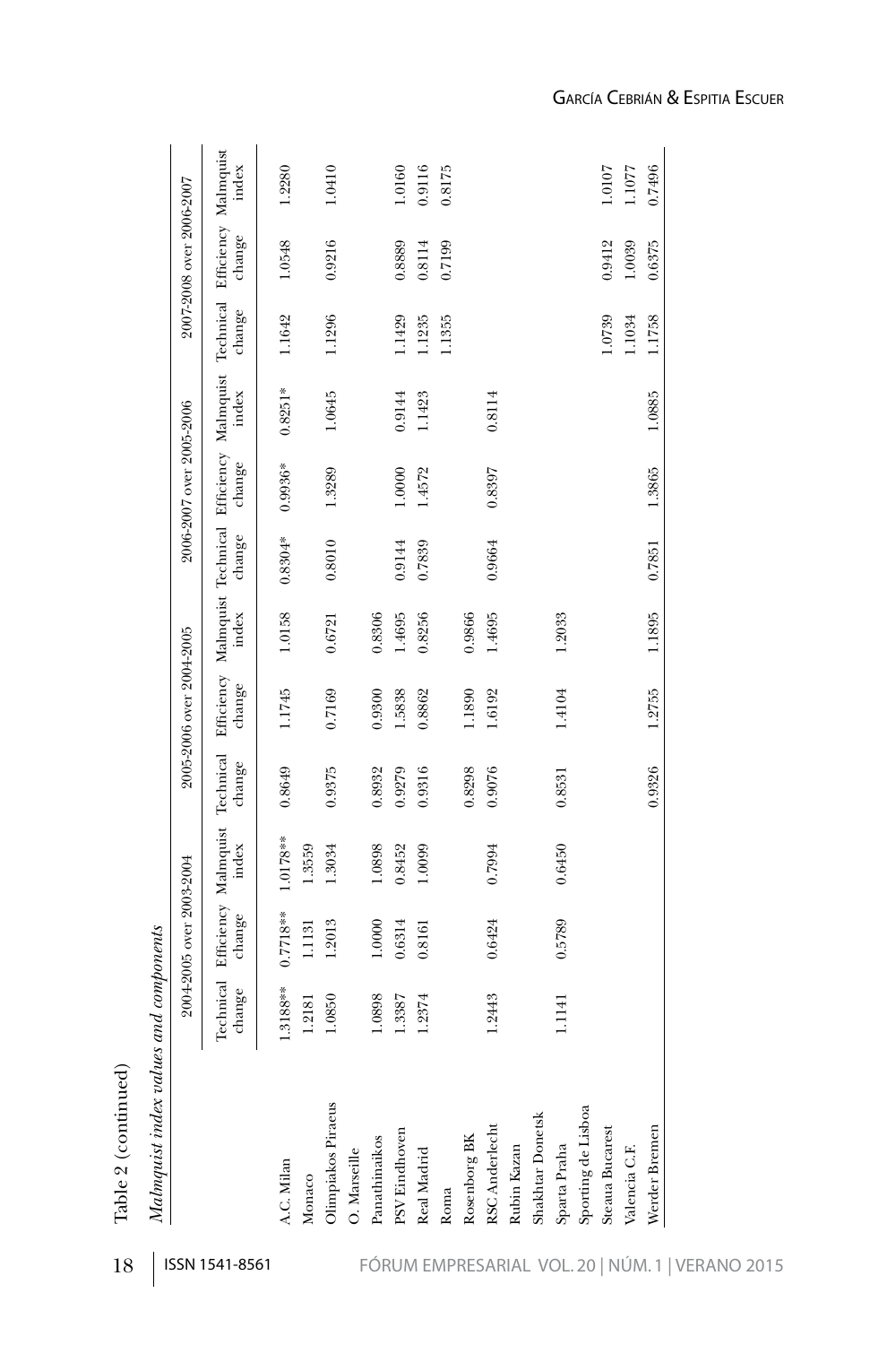Table 2 (continued)

*Malmquist index values and components*

| | 2004-2005 over 2003-2004 | | | 2005-2006 over 2004-2005 | | | 2006-2007 over 2005-2006 | | | 2007-2008 over 2006-2007 | | |
|---|---|---|---|---|---|---|---|---|---|---|---|---|
| | Technical change | Efficiency change | Malmquist index | Technical change | Efficiency change | Malmquist index | Technical change | Efficiency change | Malmquist index | Technical change | Efficiency change | Malmquist index |
| A.C. Milan | 1.3188** | 0.7718** | 1.0178** | 0.8649 | 1.1745 | 1.0158 | 0.8304* | 0.9936* | 0.8251* | 1.1642 | 1.0548 | 1.2280 |
| Monaco | 1.2181 | 1.1131 | 1.3559 | | | | | | | | | |
| Olimpiakos Piraeus | 1.0850 | 1.2013 | 1.3034 | 0.9375 | 0.7169 | 0.6721 | 0.8010 | 1.3289 | 1.0645 | 1.1296 | 0.9216 | 1.0410 |
| O. Marseille | | | | | | | | | | | | |
| Panathinaikos | 1.0898 | 1.0000 | 1.0898 | 0.8932 | 0.9300 | 0.8306 | | | | | | |
| PSV Eindhoven | 1.3387 | 0.6314 | 0.8452 | 0.9279 | 1.5838 | 1.4695 | 0.9144 | 1.0000 | 0.9144 | 1.1429 | 0.8889 | 1.0160 |
| Real Madrid | 1.2374 | 0.8161 | 1.0099 | 0.9316 | 0.8862 | 0.8256 | 0.7839 | 1.4572 | 1.1423 | 1.1235 | 0.8114 | 0.9116 |
| Roma | | | | | | | | | | 1.1355 | 0.7199 | 0.8175 |
| Rosenborg BK | | | | 0.8298 | 1.1890 | 0.9866 | | | | | | |
| RSC Anderlecht | 1.2443 | 0.6424 | 0.7994 | 0.9076 | 1.6192 | 1.4695 | 0.9664 | 0.8397 | 0.8114 | | | |
| Rubin Kazan | | | | | | | | | | | | |
| Shakhtar Donetsk | | | | | | | | | | | | |
| Sparta Praha | 1.1141 | 0.5789 | 0.6450 | 0.8531 | 1.4104 | 1.2033 | | | | | | |
| Sporting de Lisboa | | | | | | | | | | | | |
| Steaua Bucarest | | | | | | | | | | 1.0739 | 0.9412 | 1.0107 |
| Valencia C.F. | | | | | | | | | | 1.1034 | 1.0039 | 1.1077 |
| Werder Bremen | | | | 0.9326 | 1.2755 | 1.1895 | 0.7851 | 1.3865 | 1.0885 | 1.1758 | 0.6375 | 0.7496 |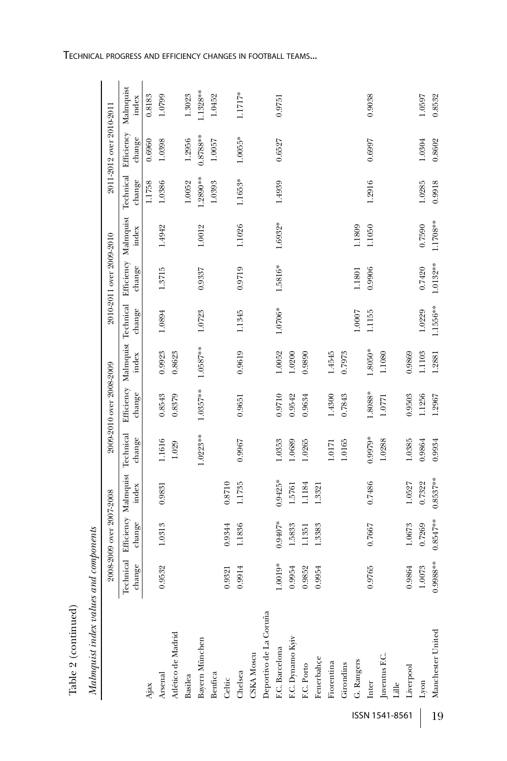Table 2 (continued)

*Malmquist index values and components*

| | 2008-2009 over 2007-2008 | | | 2009-2010 over 2008-2009 | | | 2010-2011 over 2009-2010 | | | 2011-2012 over 2010-2011 | | |
|---|---|---|---|---|---|---|---|---|---|---|---|---|
| | Technical change | Efficiency change | Malmquist index | Technical change | Efficiency change | Malmquist index | Technical change | Efficiency change | Malmquist index | Technical change | Efficiency change | Malmquist index |
| Ajax | | | | | | | | | | 1.1758 | 0.6960 | 0.8183 |
| Arsenal | 0.9532 | 1.0313 | 0.9831 | 1.1616 | 0.8543 | 0.9923 | 1.0894 | 1.3715 | 1.4942 | 1.0386 | 1.0398 | 1.0799 |
| Atlético de Madrid | | | | 1.029 | 0.8379 | 0.8623 | | | | | | |
| Basilea | | | | | | | | | | 1.0052 | 1.2956 | 1.3023 |
| Bayern München | | | | 1.0223** | 1.0357** | 1.0587** | 1.0723 | 0.9337 | 1.0012 | 1.2890** | 0.8788** | 1.1328** |
| Benfica | | | | | | | | | | 1.0393 | 1.0057 | 1.0452 |
| Celtic | 0.9321 | 0.9344 | 0.8710 | | | | | | | | | |
| Chelsea | 0.9914 | 1.1836 | 1.1735 | 0.9967 | 0.9651 | 0.9619 | 1.1345 | 0.9719 | 1.1026 | | | |
| CSKA Moscu | | | | | | | | | | 1.1653* | 1.0055* | 1.1717* |
| Deportivo de La Coruña | | | | | | | | | | | | |
| F.C. Barcelona | 1.0019* | 0.9407* | 0.9425* | 1.0353 | 0.9710 | 1.0052 | 1.0706* | 1.5816* | 1.6932* | 1.4939 | 0.6527 | 0.9751 |
| F.C. Dynamo Kyiv | 0.9954 | 1.5833 | 1.5761 | 1.0689 | 0.9542 | 1.0200 | | | | | | |
| F.C. Porto | 0.9852 | 1.1351 | 1.1184 | 1.0265 | 0.9634 | 0.9890 | | | | | | |
| Fenerbahçe | 0.9954 | 1.3383 | 1.3321 | | | | | | | | | |
| Fiorentina | | | | 1.0171 | 1.4300 | 1.4545 | | | | | | |
| Girondins | | | | 1.0165 | 0.7843 | 0.7973 | | | | | | |
| G. Rangers | | | | | | | 1.0007 | 1.1801 | 1.1809 | | | |
| Inter | 0.9765 | 0.7667 | 0.7486 | 0.9979* | 1.8088* | 1.8050* | 1.1155 | 0.9906 | 1.1050 | 1.2916 | 0.6997 | 0.9038 |
| Juventus F.C. | | | | 1.0288 | 1.0771 | 1.1080 | | | | | | |
| Lille | | | | | | | | | | | | |
| Liverpool | 0.9864 | 1.0673 | 1.0527 | 1.0385 | 0.9503 | 0.9869 | | | | | | |
| Lyon | 1.0073 | 0.7269 | 0.7322 | 0.9864 | 1.1256 | 1.1103 | 1.0229 | 0.7420 | 0.7590 | 1.0285 | 1.0304 | 1.0597 |
| Manchester United | 0.9988** | 0.8547** | 0.8537** | 0.9934 | 1.2967 | 1.2881 | 1.1556** | 1.0132** | 1.1708** | 0.9918 | 0.8602 | 0.8532 |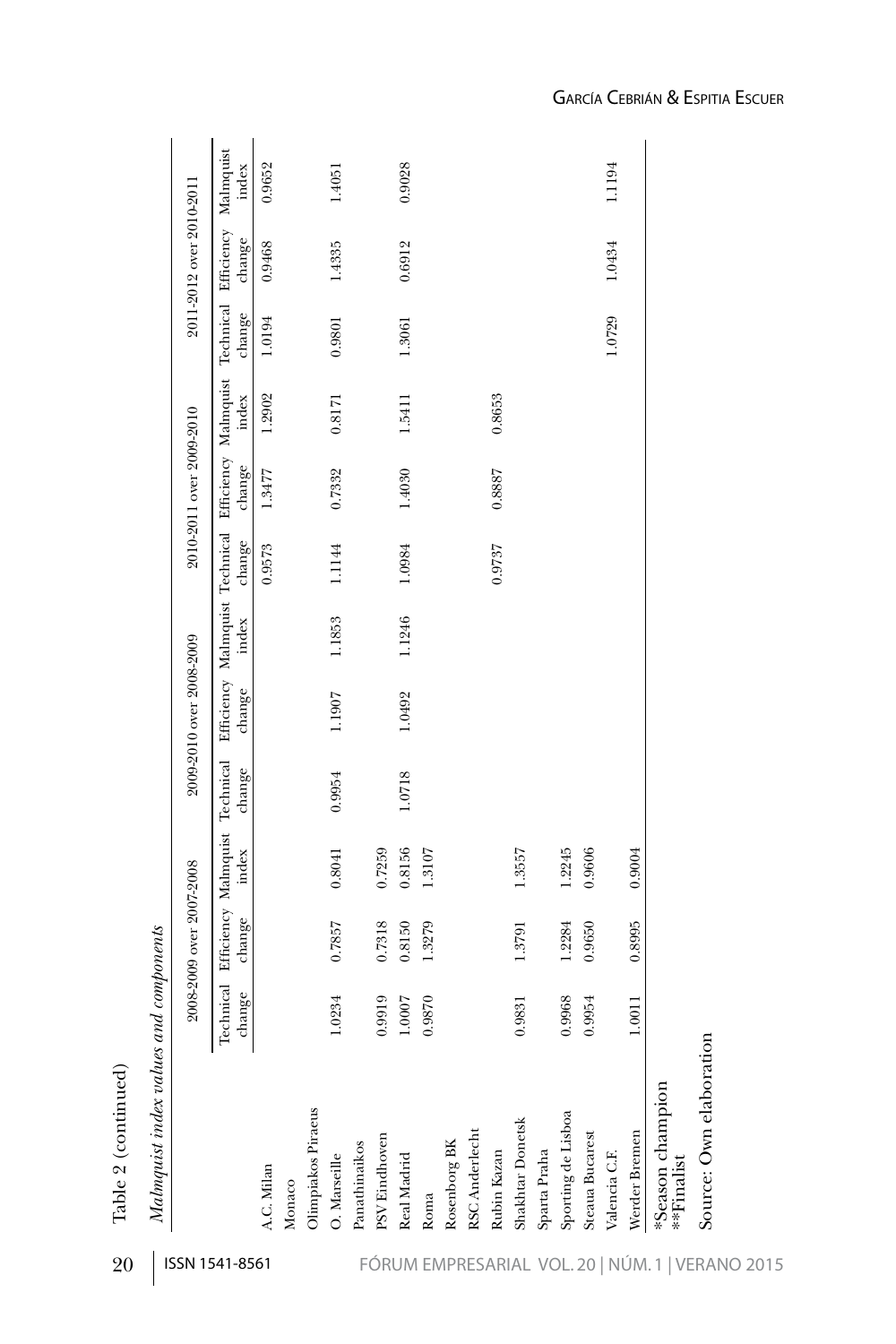Table 2 (continued)

*Malmquist index values and components*

| | 2008-2009 over 2007-2008 | | | 2009-2010 over 2008-2009 | | | 2010-2011 over 2009-2010 | | | 2011-2012 over 2010-2011 | | |
|---|---|---|---|---|---|---|---|---|---|---|---|---|
| | Technical change | Efficiency change | Malmquist index | Technical change | Efficiency change | Malmquist index | Technical change | Efficiency change | Malmquist index | Technical change | Efficiency change | Malmquist index |
| A.C. Milan | | | | | | | 0.9573 | 1.3477 | 1.2902 | 1.0194 | 0.9468 | 0.9652 |
| Monaco | | | | | | | | | | | | |
| Olimpiakos Piraeus | | | | | | | | | | | | |
| O. Marseille | 1.0234 | 0.7857 | 0.8041 | 0.9954 | 1.1907 | 1.1853 | 1.1144 | 0.7332 | 0.8171 | 0.9801 | 1.4335 | 1.4051 |
| Panathinaikos | | | | | | | | | | | | |
| PSV Eindhoven | 0.9919 | 0.7318 | 0.7259 | | | | | | | | | |
| Real Madrid | 1.0007 | 0.8150 | 0.8156 | 1.0718 | 1.0492 | 1.1246 | 1.0984 | 1.4030 | 1.5411 | 1.3061 | 0.6912 | 0.9028 |
| Roma | 0.9870 | 1.3279 | 1.3107 | | | | | | | | | |
| Rosenborg BK | | | | | | | | | | | | |
| RSC Anderlecht | | | | | | | | | | | | |
| Rubin Kazan | | | | | | | 0.9737 | 0.8887 | 0.8653 | | | |
| Shakhtar Donetsk | 0.9831 | 1.3791 | 1.3557 | | | | | | | | | |
| Sparta Praha | | | | | | | | | | | | |
| Sporting de Lisboa | 0.9968 | 1.2284 | 1.2245 | | | | | | | | | |
| Steaua Bucarest | 0.9954 | 0.9650 | 0.9606 | | | | | | | | | |
| Valencia C.F. | | | | | | | | | | 1.0729 | 1.0434 | 1.1194 |
| Werder Bremen | 1.0011 | 0.8995 | 0.9004 | | | | | | | | | |

*Season champion
**Finalist

Source: Own elaboration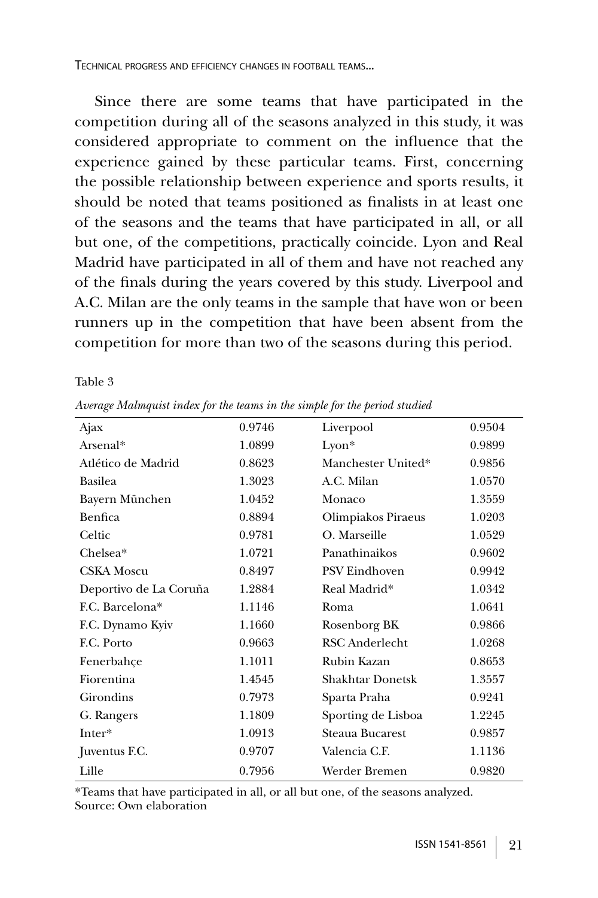Since there are some teams that have participated in the competition during all of the seasons analyzed in this study, it was considered appropriate to comment on the influence that the experience gained by these particular teams. First, concerning the possible relationship between experience and sports results, it should be noted that teams positioned as finalists in at least one of the seasons and the teams that have participated in all, or all but one, of the competitions, practically coincide. Lyon and Real Madrid have participated in all of them and have not reached any of the finals during the years covered by this study. Liverpool and A.C. Milan are the only teams in the sample that have won or been runners up in the competition that have been absent from the competition for more than two of the seasons during this period.

Table 3

*Average Malmquist index for the teams in the simple for the period studied*

| | | | |
|---|---|---|---|
| Ajax | 0.9746 | Liverpool | 0.9504 |
| Arsenal* | 1.0899 | Lyon* | 0.9899 |
| Atlético de Madrid | 0.8623 | Manchester United* | 0.9856 |
| Basilea | 1.3023 | A.C. Milan | 1.0570 |
| Bayern München | 1.0452 | Monaco | 1.3559 |
| Benfica | 0.8894 | Olimpiakos Piraeus | 1.0203 |
| Celtic | 0.9781 | O. Marseille | 1.0529 |
| Chelsea* | 1.0721 | Panathinaikos | 0.9602 |
| CSKA Moscu | 0.8497 | PSV Eindhoven | 0.9942 |
| Deportivo de La Coruña | 1.2884 | Real Madrid* | 1.0342 |
| F.C. Barcelona* | 1.1146 | Roma | 1.0641 |
| F.C. Dynamo Kyiv | 1.1660 | Rosenborg BK | 0.9866 |
| F.C. Porto | 0.9663 | RSC Anderlecht | 1.0268 |
| Fenerbahçe | 1.1011 | Rubin Kazan | 0.8653 |
| Fiorentina | 1.4545 | Shakhtar Donetsk | 1.3557 |
| Girondins | 0.7973 | Sparta Praha | 0.9241 |
| G. Rangers | 1.1809 | Sporting de Lisboa | 1.2245 |
| Inter* | 1.0913 | Steaua Bucarest | 0.9857 |
| Juventus F.C. | 0.9707 | Valencia C.F. | 1.1136 |
| Lille | 0.7956 | Werder Bremen | 0.9820 |

*Teams that have participated in all, or all but one, of the seasons analyzed.
Source: Own elaboration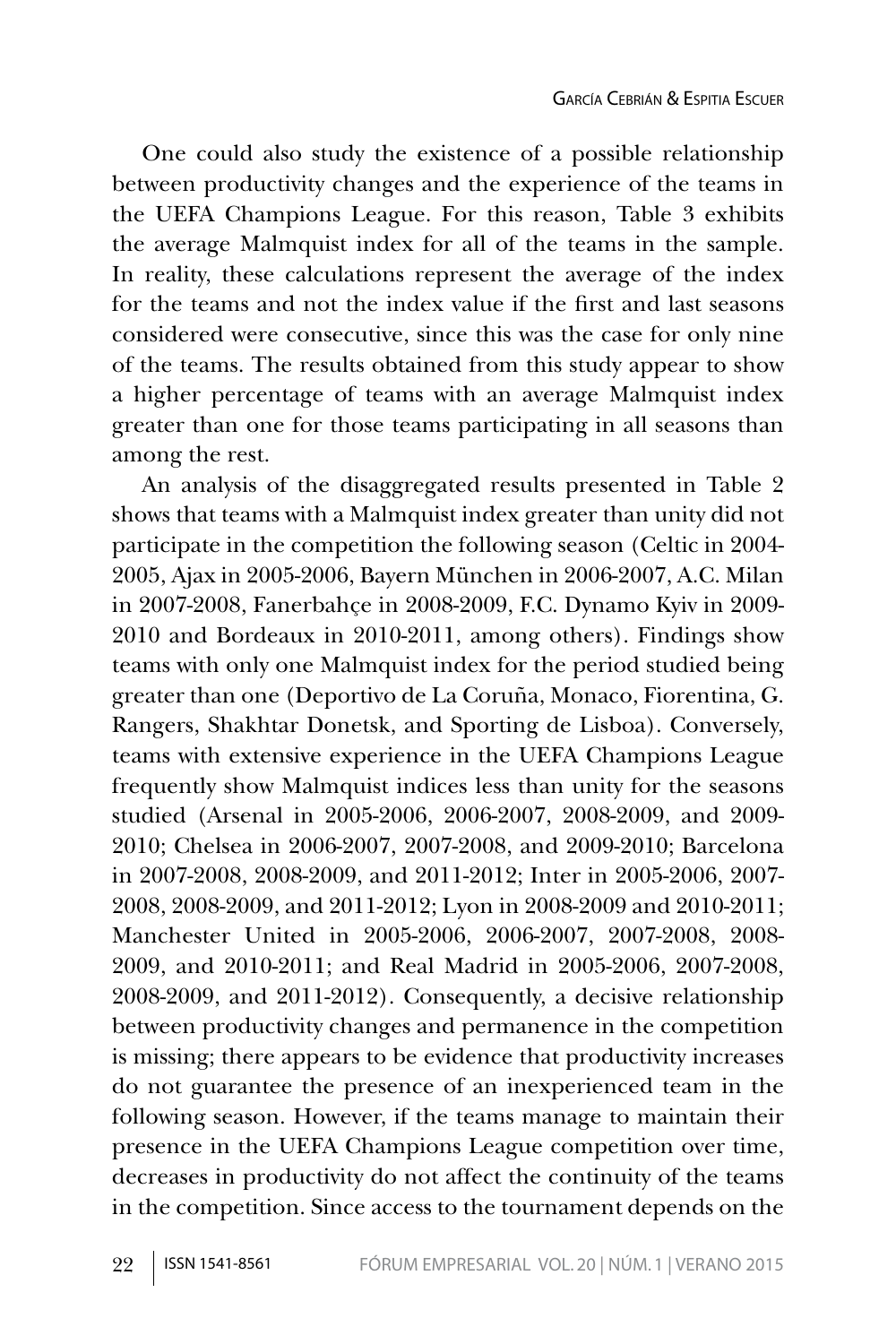One could also study the existence of a possible relationship between productivity changes and the experience of the teams in the UEFA Champions League. For this reason, Table 3 exhibits the average Malmquist index for all of the teams in the sample. In reality, these calculations represent the average of the index for the teams and not the index value if the first and last seasons considered were consecutive, since this was the case for only nine of the teams. The results obtained from this study appear to show a higher percentage of teams with an average Malmquist index greater than one for those teams participating in all seasons than among the rest.

An analysis of the disaggregated results presented in Table 2 shows that teams with a Malmquist index greater than unity did not participate in the competition the following season (Celtic in 2004-2005, Ajax in 2005-2006, Bayern München in 2006-2007, A.C. Milan in 2007-2008, Fanerbahçe in 2008-2009, F.C. Dynamo Kyiv in 2009-2010 and Bordeaux in 2010-2011, among others). Findings show teams with only one Malmquist index for the period studied being greater than one (Deportivo de La Coruña, Monaco, Fiorentina, G. Rangers, Shakhtar Donetsk, and Sporting de Lisboa). Conversely, teams with extensive experience in the UEFA Champions League frequently show Malmquist indices less than unity for the seasons studied (Arsenal in 2005-2006, 2006-2007, 2008-2009, and 2009-2010; Chelsea in 2006-2007, 2007-2008, and 2009-2010; Barcelona in 2007-2008, 2008-2009, and 2011-2012; Inter in 2005-2006, 2007-2008, 2008-2009, and 2011-2012; Lyon in 2008-2009 and 2010-2011; Manchester United in 2005-2006, 2006-2007, 2007-2008, 2008-2009, and 2010-2011; and Real Madrid in 2005-2006, 2007-2008, 2008-2009, and 2011-2012). Consequently, a decisive relationship between productivity changes and permanence in the competition is missing; there appears to be evidence that productivity increases do not guarantee the presence of an inexperienced team in the following season. However, if the teams manage to maintain their presence in the UEFA Champions League competition over time, decreases in productivity do not affect the continuity of the teams in the competition. Since access to the tournament depends on the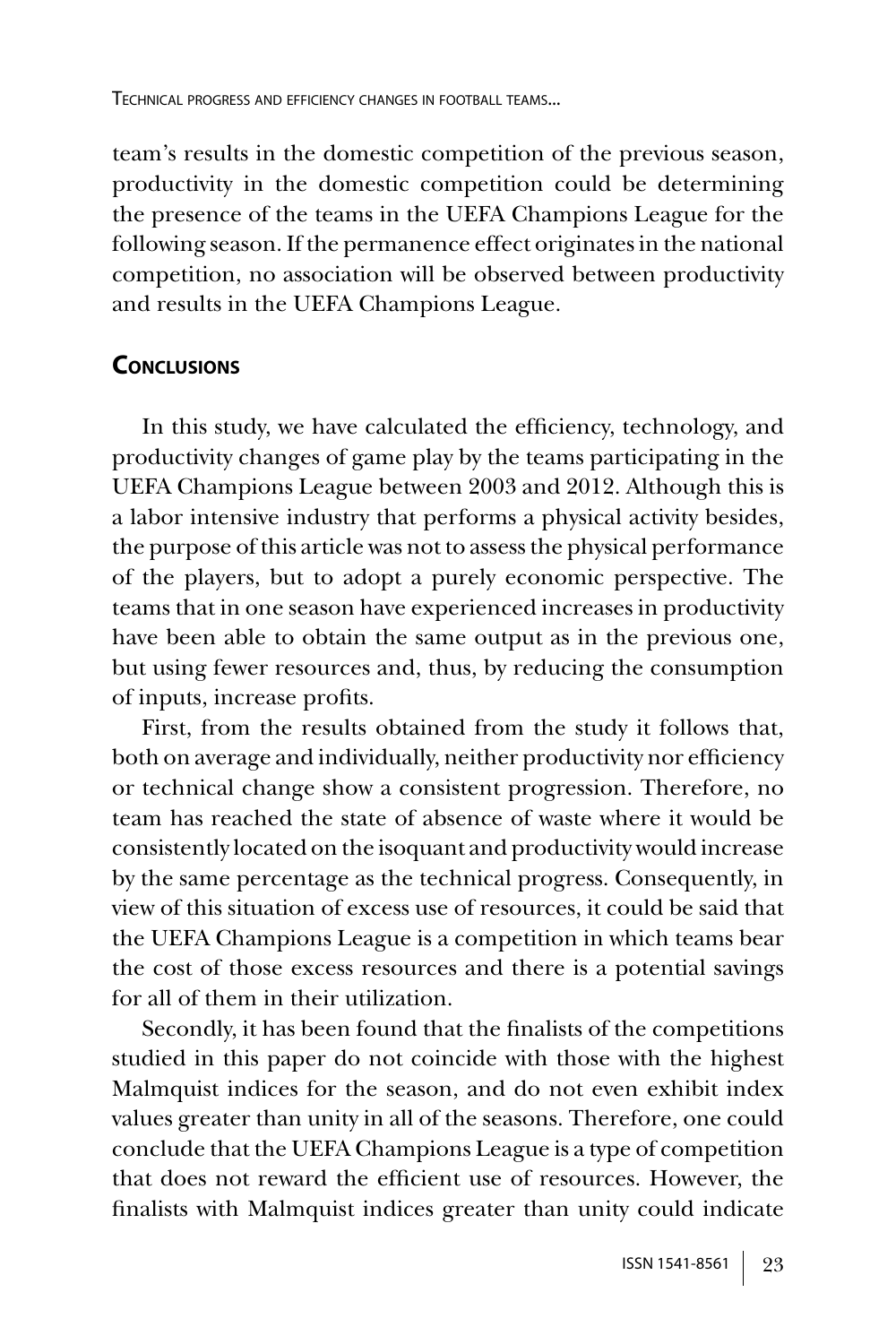team's results in the domestic competition of the previous season, productivity in the domestic competition could be determining the presence of the teams in the UEFA Champions League for the following season. If the permanence effect originates in the national competition, no association will be observed between productivity and results in the UEFA Champions League.

## Conclusions

In this study, we have calculated the efficiency, technology, and productivity changes of game play by the teams participating in the UEFA Champions League between 2003 and 2012. Although this is a labor intensive industry that performs a physical activity besides, the purpose of this article was not to assess the physical performance of the players, but to adopt a purely economic perspective. The teams that in one season have experienced increases in productivity have been able to obtain the same output as in the previous one, but using fewer resources and, thus, by reducing the consumption of inputs, increase profits.

First, from the results obtained from the study it follows that, both on average and individually, neither productivity nor efficiency or technical change show a consistent progression. Therefore, no team has reached the state of absence of waste where it would be consistently located on the isoquant and productivity would increase by the same percentage as the technical progress. Consequently, in view of this situation of excess use of resources, it could be said that the UEFA Champions League is a competition in which teams bear the cost of those excess resources and there is a potential savings for all of them in their utilization.

Secondly, it has been found that the finalists of the competitions studied in this paper do not coincide with those with the highest Malmquist indices for the season, and do not even exhibit index values greater than unity in all of the seasons. Therefore, one could conclude that the UEFA Champions League is a type of competition that does not reward the efficient use of resources. However, the finalists with Malmquist indices greater than unity could indicate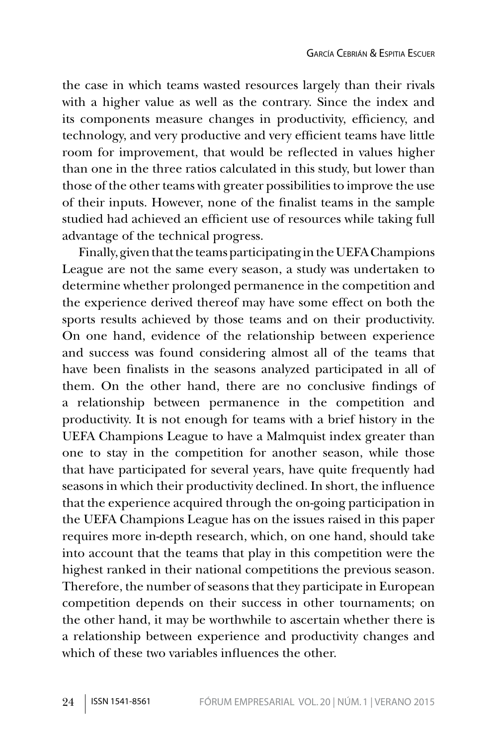the case in which teams wasted resources largely than their rivals with a higher value as well as the contrary. Since the index and its components measure changes in productivity, efficiency, and technology, and very productive and very efficient teams have little room for improvement, that would be reflected in values higher than one in the three ratios calculated in this study, but lower than those of the other teams with greater possibilities to improve the use of their inputs. However, none of the finalist teams in the sample studied had achieved an efficient use of resources while taking full advantage of the technical progress.

Finally, given that the teams participating in the UEFA Champions League are not the same every season, a study was undertaken to determine whether prolonged permanence in the competition and the experience derived thereof may have some effect on both the sports results achieved by those teams and on their productivity. On one hand, evidence of the relationship between experience and success was found considering almost all of the teams that have been finalists in the seasons analyzed participated in all of them. On the other hand, there are no conclusive findings of a relationship between permanence in the competition and productivity. It is not enough for teams with a brief history in the UEFA Champions League to have a Malmquist index greater than one to stay in the competition for another season, while those that have participated for several years, have quite frequently had seasons in which their productivity declined. In short, the influence that the experience acquired through the on-going participation in the UEFA Champions League has on the issues raised in this paper requires more in-depth research, which, on one hand, should take into account that the teams that play in this competition were the highest ranked in their national competitions the previous season. Therefore, the number of seasons that they participate in European competition depends on their success in other tournaments; on the other hand, it may be worthwhile to ascertain whether there is a relationship between experience and productivity changes and which of these two variables influences the other.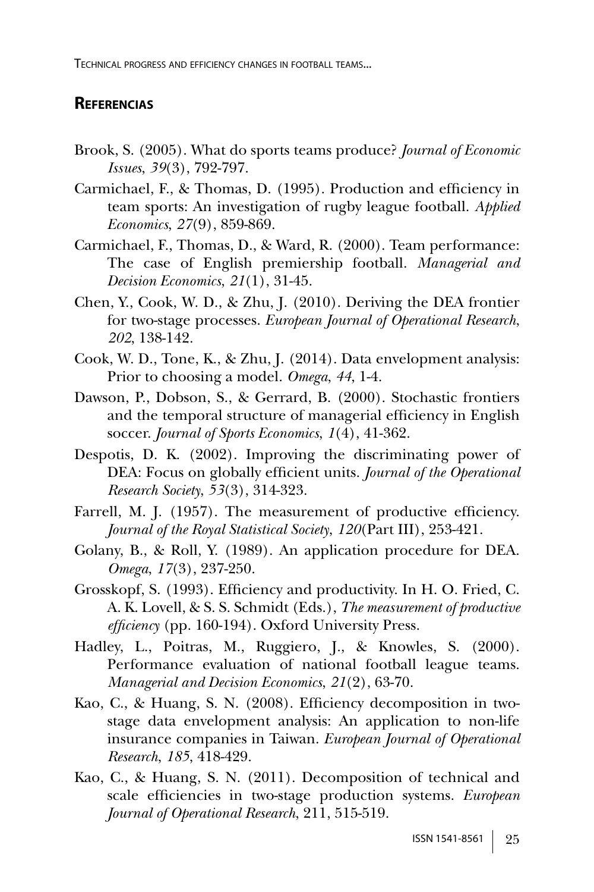## **Referencias**

Brook, S. (2005). What do sports teams produce? *Journal of Economic Issues*, *39*(3), 792-797.

Carmichael, F., & Thomas, D. (1995). Production and efficiency in team sports: An investigation of rugby league football. *Applied Economics*, *27*(9), 859-869.

Carmichael, F., Thomas, D., & Ward, R. (2000). Team performance: The case of English premiership football. *Managerial and Decision Economics*, *21*(1), 31-45.

Chen, Y., Cook, W. D., & Zhu, J. (2010). Deriving the DEA frontier for two-stage processes. *European Journal of Operational Research*, *202*, 138-142.

Cook, W. D., Tone, K., & Zhu, J. (2014). Data envelopment analysis: Prior to choosing a model. *Omega*, *44*, 1-4.

Dawson, P., Dobson, S., & Gerrard, B. (2000). Stochastic frontiers and the temporal structure of managerial efficiency in English soccer. *Journal of Sports Economics*, *1*(4), 41-362.

Despotis, D. K. (2002). Improving the discriminating power of DEA: Focus on globally efficient units. *Journal of the Operational Research Society*, *53*(3), 314-323.

Farrell, M. J. (1957). The measurement of productive efficiency. *Journal of the Royal Statistical Society*, *120*(Part III), 253-421.

Golany, B., & Roll, Y. (1989). An application procedure for DEA. *Omega*, *17*(3), 237-250.

Grosskopf, S. (1993). Efficiency and productivity. In H. O. Fried, C. A. K. Lovell, & S. S. Schmidt (Eds.), *The measurement of productive efficiency* (pp. 160-194). Oxford University Press.

Hadley, L., Poitras, M., Ruggiero, J., & Knowles, S. (2000). Performance evaluation of national football league teams. *Managerial and Decision Economics*, *21*(2), 63-70.

Kao, C., & Huang, S. N. (2008). Efficiency decomposition in two-stage data envelopment analysis: An application to non-life insurance companies in Taiwan. *European Journal of Operational Research*, *185*, 418-429.

Kao, C., & Huang, S. N. (2011). Decomposition of technical and scale efficiencies in two-stage production systems. *European Journal of Operational Research*, 211, 515-519.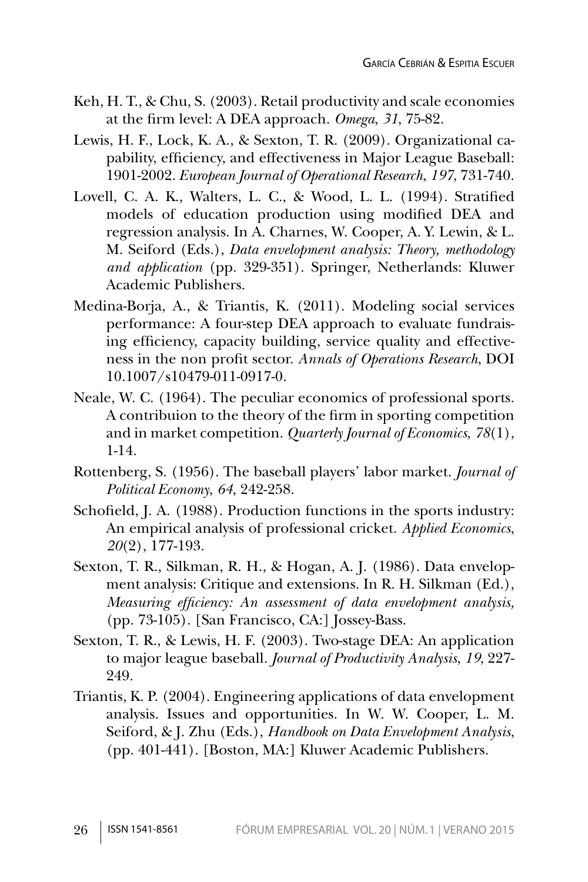Keh, H. T., & Chu, S. (2003). Retail productivity and scale economies at the firm level: A DEA approach. *Omega*, *31*, 75-82.

Lewis, H. F., Lock, K. A., & Sexton, T. R. (2009). Organizational capability, efficiency, and effectiveness in Major League Baseball: 1901-2002. *European Journal of Operational Research*, *197*, 731-740.

Lovell, C. A. K., Walters, L. C., & Wood, L. L. (1994). Stratified models of education production using modified DEA and regression analysis. In A. Charnes, W. Cooper, A. Y. Lewin, & L. M. Seiford (Eds.), *Data envelopment analysis: Theory, methodology and application* (pp. 329-351). Springer, Netherlands: Kluwer Academic Publishers.

Medina-Borja, A., & Triantis, K. (2011). Modeling social services performance: A four-step DEA approach to evaluate fundraising efficiency, capacity building, service quality and effectiveness in the non profit sector. *Annals of Operations Research*, DOI 10.1007/s10479-011-0917-0.

Neale, W. C. (1964). The peculiar economics of professional sports. A contribuion to the theory of the firm in sporting competition and in market competition. *Quarterly Journal of Economics*, *78*(1), 1-14.

Rottenberg, S. (1956). The baseball players' labor market. *Journal of Political Economy*, *64*, 242-258.

Schofield, J. A. (1988). Production functions in the sports industry: An empirical analysis of professional cricket. *Applied Economics*, *20*(2), 177-193.

Sexton, T. R., Silkman, R. H., & Hogan, A. J. (1986). Data envelopment analysis: Critique and extensions. In R. H. Silkman (Ed.), *Measuring efficiency: An assessment of data envelopment analysis,* (pp. 73-105). [San Francisco, CA:] Jossey-Bass.

Sexton, T. R., & Lewis, H. F. (2003). Two-stage DEA: An application to major league baseball. *Journal of Productivity Analysis*, *19*, 227-249.

Triantis, K. P. (2004). Engineering applications of data envelopment analysis. Issues and opportunities. In W. W. Cooper, L. M. Seiford, & J. Zhu (Eds.), *Handbook on Data Envelopment Analysis*, (pp. 401-441). [Boston, MA:] Kluwer Academic Publishers.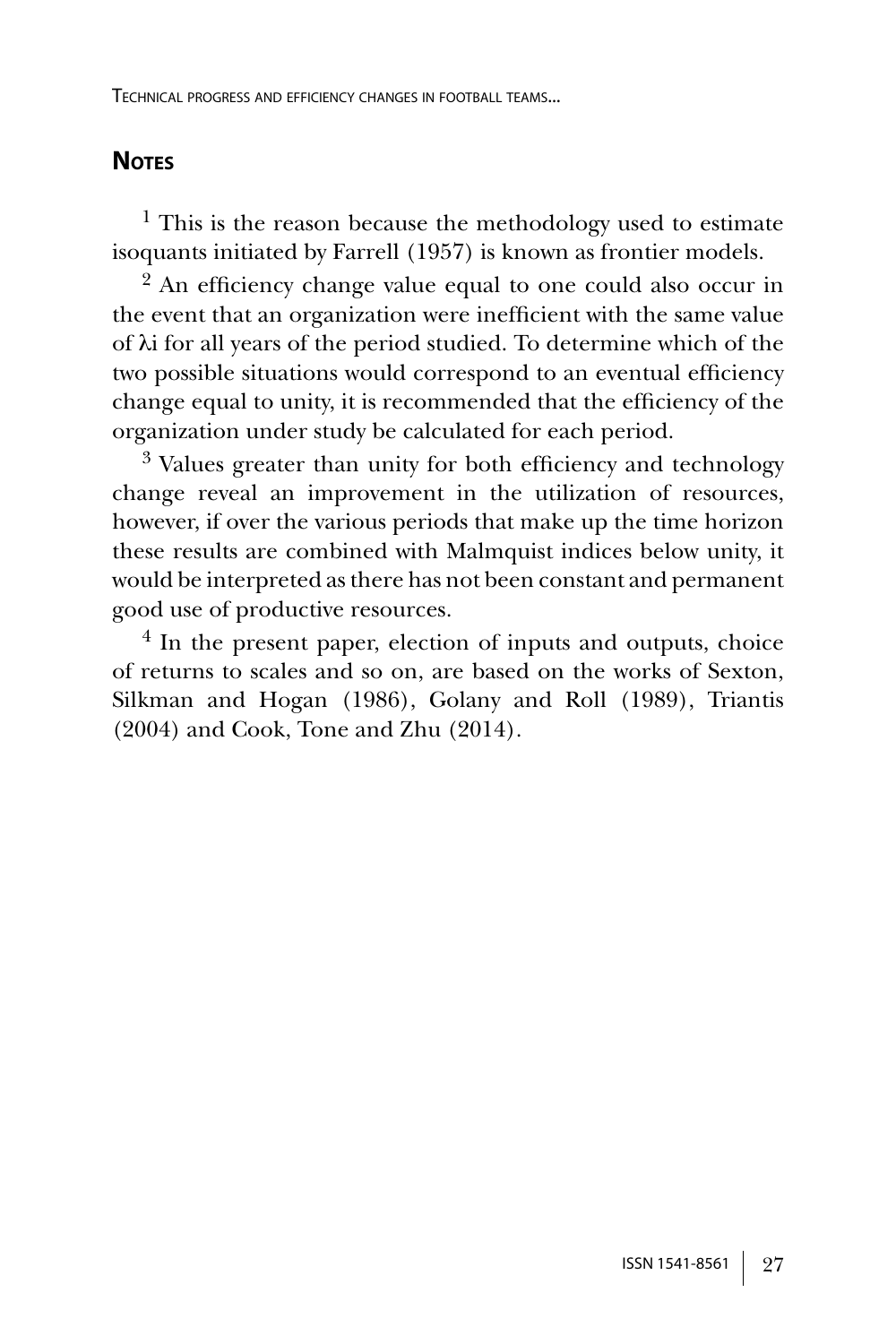## Notes

[1] This is the reason because the methodology used to estimate isoquants initiated by Farrell (1957) is known as frontier models.

[2] An efficiency change value equal to one could also occur in the event that an organization were inefficient with the same value of $\lambda i$ for all years of the period studied. To determine which of the two possible situations would correspond to an eventual efficiency change equal to unity, it is recommended that the efficiency of the organization under study be calculated for each period.

[3] Values greater than unity for both efficiency and technology change reveal an improvement in the utilization of resources, however, if over the various periods that make up the time horizon these results are combined with Malmquist indices below unity, it would be interpreted as there has not been constant and permanent good use of productive resources.

[4] In the present paper, election of inputs and outputs, choice of returns to scales and so on, are based on the works of Sexton, Silkman and Hogan (1986), Golany and Roll (1989), Triantis (2004) and Cook, Tone and Zhu (2014).